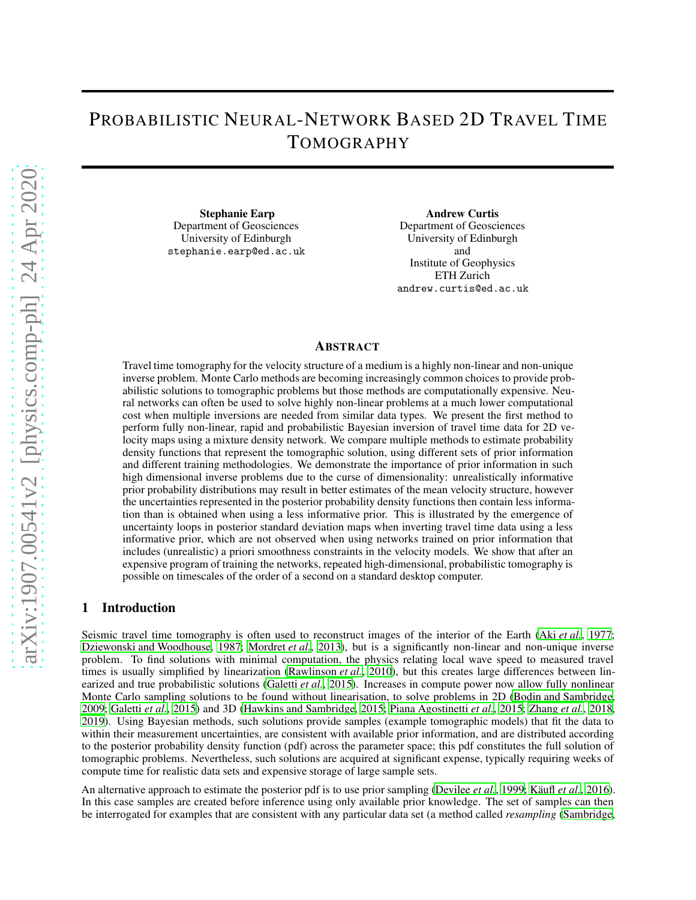# Probabilistic Neural-Network Based 2D Travel Time Tomography

**Stephanie Earp**
Department of Geosciences
University of Edinburgh
stephanie.earp@ed.ac.uk

**Andrew Curtis**
Department of Geosciences
University of Edinburgh
and
Institute of Geophysics
ETH Zurich
andrew.curtis@ed.ac.uk

## Abstract

Travel time tomography for the velocity structure of a medium is a highly non-linear and non-unique inverse problem. Monte Carlo methods are becoming increasingly common choices to provide probabilistic solutions to tomographic problems but those methods are computationally expensive. Neural networks can often be used to solve highly non-linear problems at a much lower computational cost when multiple inversions are needed from similar data types. We present the first method to perform fully non-linear, rapid and probabilistic Bayesian inversion of travel time data for 2D velocity maps using a mixture density network. We compare multiple methods to estimate probability density functions that represent the tomographic solution, using different sets of prior information and different training methodologies. We demonstrate the importance of prior information in such high dimensional inverse problems due to the curse of dimensionality: unrealistically informative prior probability distributions may result in better estimates of the mean velocity structure, however the uncertainties represented in the posterior probability density functions then contain less information than is obtained when using a less informative prior. This is illustrated by the emergence of uncertainty loops in posterior standard deviation maps when inverting travel time data using a less informative prior, which are not observed when using networks trained on prior information that includes (unrealistic) a priori smoothness constraints in the velocity models. We show that after an expensive program of training the networks, repeated high-dimensional, probabilistic tomography is possible on timescales of the order of a second on a standard desktop computer.

## 1 Introduction

Seismic travel time tomography is often used to reconstruct images of the interior of the Earth (Aki *et al.*, 1977; Dziewonski and Woodhouse, 1987; Mordret *et al.*, 2013), but is a significantly non-linear and non-unique inverse problem. To find solutions with minimal computation, the physics relating local wave speed to measured travel times is usually simplified by linearization (Rawlinson *et al.*, 2010), but this creates large differences between linearized and true probabilistic solutions (Galetti *et al.*, 2015). Increases in compute power now allow fully nonlinear Monte Carlo sampling solutions to be found without linearisation, to solve problems in 2D (Bodin and Sambridge, 2009; Galetti *et al.*, 2015) and 3D (Hawkins and Sambridge, 2015; Piana Agostinetti *et al.*, 2015; Zhang *et al.*, 2018, 2019). Using Bayesian methods, such solutions provide samples (example tomographic models) that fit the data to within their measurement uncertainties, are consistent with available prior information, and are distributed according to the posterior probability density function (pdf) across the parameter space; this pdf constitutes the full solution of tomographic problems. Nevertheless, such solutions are acquired at significant expense, typically requiring weeks of compute time for realistic data sets and expensive storage of large sample sets.

An alternative approach to estimate the posterior pdf is to use prior sampling (Devilee *et al.*, 1999; Käufl *et al.*, 2016). In this case samples are created before inference using only available prior knowledge. The set of samples can then be interrogated for examples that are consistent with any particular data set (a method called *resampling* (Sambridge,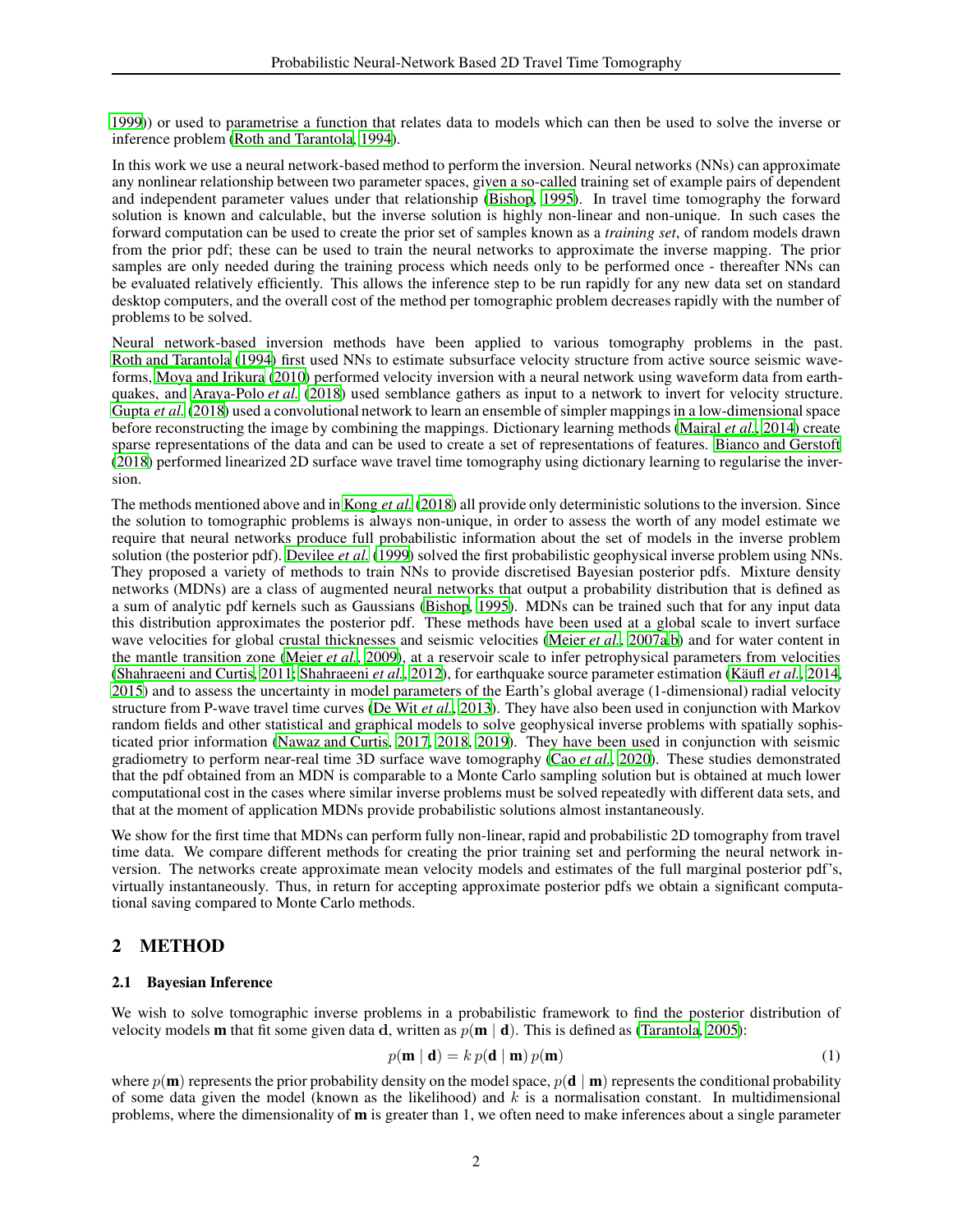1999)) or used to parametrise a function that relates data to models which can then be used to solve the inverse or inference problem (Roth and Tarantola, 1994).

In this work we use a neural network-based method to perform the inversion. Neural networks (NNs) can approximate any nonlinear relationship between two parameter spaces, given a so-called training set of example pairs of dependent and independent parameter values under that relationship (Bishop, 1995). In travel time tomography the forward solution is known and calculable, but the inverse solution is highly non-linear and non-unique. In such cases the forward computation can be used to create the prior set of samples known as a *training set*, of random models drawn from the prior pdf; these can be used to train the neural networks to approximate the inverse mapping. The prior samples are only needed during the training process which needs only to be performed once - thereafter NNs can be evaluated relatively efficiently. This allows the inference step to be run rapidly for any new data set on standard desktop computers, and the overall cost of the method per tomographic problem decreases rapidly with the number of problems to be solved.

Neural network-based inversion methods have been applied to various tomography problems in the past. Roth and Tarantola (1994) first used NNs to estimate subsurface velocity structure from active source seismic waveforms, Moya and Irikura (2010) performed velocity inversion with a neural network using waveform data from earthquakes, and Araya-Polo *et al.* (2018) used semblance gathers as input to a network to invert for velocity structure. Gupta *et al.* (2018) used a convolutional network to learn an ensemble of simpler mappings in a low-dimensional space before reconstructing the image by combining the mappings. Dictionary learning methods (Mairal *et al.*, 2014) create sparse representations of the data and can be used to create a set of representations of features. Bianco and Gerstoft (2018) performed linearized 2D surface wave travel time tomography using dictionary learning to regularise the inversion.

The methods mentioned above and in Kong *et al.* (2018) all provide only deterministic solutions to the inversion. Since the solution to tomographic problems is always non-unique, in order to assess the worth of any model estimate we require that neural networks produce full probabilistic information about the set of models in the inverse problem solution (the posterior pdf). Devilee *et al.* (1999) solved the first probabilistic geophysical inverse problem using NNs. They proposed a variety of methods to train NNs to provide discretised Bayesian posterior pdfs. Mixture density networks (MDNs) are a class of augmented neural networks that output a probability distribution that is defined as a sum of analytic pdf kernels such as Gaussians (Bishop, 1995). MDNs can be trained such that for any input data this distribution approximates the posterior pdf. These methods have been used at a global scale to invert surface wave velocities for global crustal thicknesses and seismic velocities (Meier *et al.*, 2007a,b) and for water content in the mantle transition zone (Meier *et al.*, 2009), at a reservoir scale to infer petrophysical parameters from velocities (Shahraeeni and Curtis, 2011; Shahraeeni *et al.*, 2012), for earthquake source parameter estimation (Käufl *et al.*, 2014, 2015) and to assess the uncertainty in model parameters of the Earth's global average (1-dimensional) radial velocity structure from P-wave travel time curves (De Wit *et al.*, 2013). They have also been used in conjunction with Markov random fields and other statistical and graphical models to solve geophysical inverse problems with spatially sophisticated prior information (Nawaz and Curtis, 2017, 2018, 2019). They have been used in conjunction with seismic gradiometry to perform near-real time 3D surface wave tomography (Cao *et al.*, 2020). These studies demonstrated that the pdf obtained from an MDN is comparable to a Monte Carlo sampling solution but is obtained at much lower computational cost in the cases where similar inverse problems must be solved repeatedly with different data sets, and that at the moment of application MDNs provide probabilistic solutions almost instantaneously.

We show for the first time that MDNs can perform fully non-linear, rapid and probabilistic 2D tomography from travel time data. We compare different methods for creating the prior training set and performing the neural network inversion. The networks create approximate mean velocity models and estimates of the full marginal posterior pdf's, virtually instantaneously. Thus, in return for accepting approximate posterior pdfs we obtain a significant computational saving compared to Monte Carlo methods.

## 2 METHOD

### 2.1 Bayesian Inference

We wish to solve tomographic inverse problems in a probabilistic framework to find the posterior distribution of velocity models $\mathbf{m}$ that fit some given data $\mathbf{d}$, written as $p(\mathbf{m} \mid \mathbf{d})$. This is defined as (Tarantola, 2005):

$$p(\mathbf{m} \mid \mathbf{d}) = k\, p(\mathbf{d} \mid \mathbf{m})\, p(\mathbf{m}) \tag{1}$$

where $p(\mathbf{m})$ represents the prior probability density on the model space, $p(\mathbf{d} \mid \mathbf{m})$ represents the conditional probability of some data given the model (known as the likelihood) and $k$ is a normalisation constant. In multidimensional problems, where the dimensionality of $\mathbf{m}$ is greater than 1, we often need to make inferences about a single parameter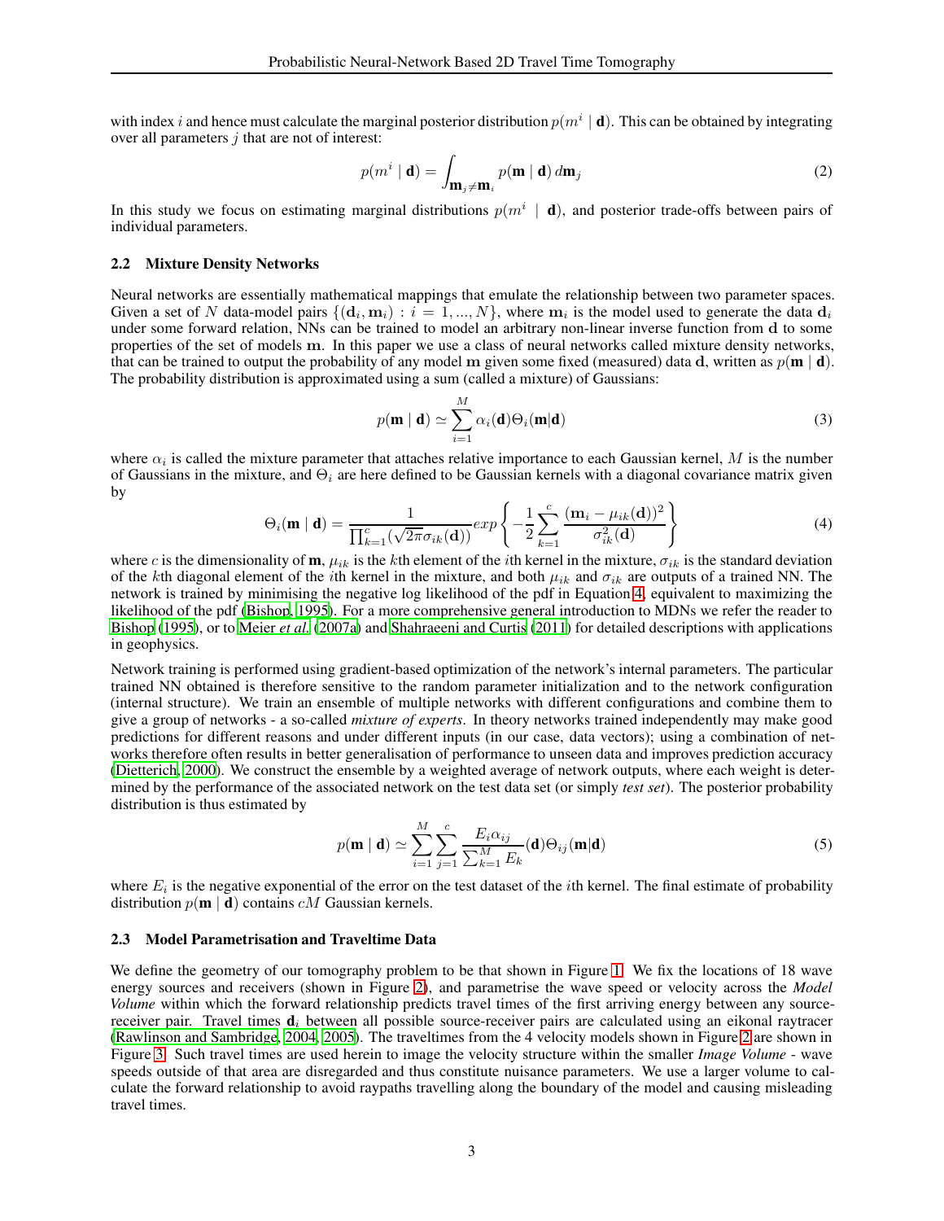with index $i$ and hence must calculate the marginal posterior distribution $p(m^i \mid \mathbf{d})$. This can be obtained by integrating over all parameters $j$ that are not of interest:

$$p(m^i \mid \mathbf{d}) = \int_{\mathbf{m}_j \neq \mathbf{m}_i} p(\mathbf{m} \mid \mathbf{d})\, d\mathbf{m}_j \tag{2}$$

In this study we focus on estimating marginal distributions $p(m^i \mid \mathbf{d})$, and posterior trade-offs between pairs of individual parameters.

### 2.2 Mixture Density Networks

Neural networks are essentially mathematical mappings that emulate the relationship between two parameter spaces. Given a set of $N$ data-model pairs $\{(\mathbf{d}_i, \mathbf{m}_i) : i = 1, ..., N\}$, where $\mathbf{m}_i$ is the model used to generate the data $\mathbf{d}_i$ under some forward relation, NNs can be trained to model an arbitrary non-linear inverse function from $\mathbf{d}$ to some properties of the set of models $\mathbf{m}$. In this paper we use a class of neural networks called mixture density networks, that can be trained to output the probability of any model $\mathbf{m}$ given some fixed (measured) data $\mathbf{d}$, written as $p(\mathbf{m} \mid \mathbf{d})$. The probability distribution is approximated using a sum (called a mixture) of Gaussians:

$$p(\mathbf{m} \mid \mathbf{d}) \simeq \sum_{i=1}^{M} \alpha_i(\mathbf{d}) \Theta_i(\mathbf{m}|\mathbf{d}) \tag{3}$$

where $\alpha_i$ is called the mixture parameter that attaches relative importance to each Gaussian kernel, $M$ is the number of Gaussians in the mixture, and $\Theta_i$ are here defined to be Gaussian kernels with a diagonal covariance matrix given by

$$\Theta_i(\mathbf{m} \mid \mathbf{d}) = \frac{1}{\prod_{k=1}^{c}(\sqrt{2\pi}\sigma_{ik}(\mathbf{d}))} exp\left\{ -\frac{1}{2}\sum_{k=1}^{c} \frac{(\mathbf{m}_i - \mu_{ik}(\mathbf{d}))^2}{\sigma_{ik}^2(\mathbf{d})} \right\} \tag{4}$$

where $c$ is the dimensionality of $\mathbf{m}$, $\mu_{ik}$ is the $k$th element of the $i$th kernel in the mixture, $\sigma_{ik}$ is the standard deviation of the $k$th diagonal element of the $i$th kernel in the mixture, and both $\mu_{ik}$ and $\sigma_{ik}$ are outputs of a trained NN. The network is trained by minimising the negative log likelihood of the pdf in Equation 4, equivalent to maximizing the likelihood of the pdf (Bishop, 1995). For a more comprehensive general introduction to MDNs we refer the reader to Bishop (1995), or to Meier *et al.* (2007a) and Shahraeeni and Curtis (2011) for detailed descriptions with applications in geophysics.

Network training is performed using gradient-based optimization of the network's internal parameters. The particular trained NN obtained is therefore sensitive to the random parameter initialization and to the network configuration (internal structure). We train an ensemble of multiple networks with different configurations and combine them to give a group of networks - a so-called *mixture of experts*. In theory networks trained independently may make good predictions for different reasons and under different inputs (in our case, data vectors); using a combination of networks therefore often results in better generalisation of performance to unseen data and improves prediction accuracy (Dietterich, 2000). We construct the ensemble by a weighted average of network outputs, where each weight is determined by the performance of the associated network on the test data set (or simply *test set*). The posterior probability distribution is thus estimated by

$$p(\mathbf{m} \mid \mathbf{d}) \simeq \sum_{i=1}^{M} \sum_{j=1}^{c} \frac{E_i \alpha_{ij}}{\sum_{k=1}^{M} E_k}(\mathbf{d}) \Theta_{ij}(\mathbf{m}|\mathbf{d}) \tag{5}$$

where $E_i$ is the negative exponential of the error on the test dataset of the $i$th kernel. The final estimate of probability distribution $p(\mathbf{m} \mid \mathbf{d})$ contains $cM$ Gaussian kernels.

### 2.3 Model Parametrisation and Traveltime Data

We define the geometry of our tomography problem to be that shown in Figure 1. We fix the locations of 18 wave energy sources and receivers (shown in Figure 2), and parametrise the wave speed or velocity across the *Model Volume* within which the forward relationship predicts travel times of the first arriving energy between any source-receiver pair. Travel times $\mathbf{d}_i$ between all possible source-receiver pairs are calculated using an eikonal raytracer (Rawlinson and Sambridge, 2004, 2005). The traveltimes from the 4 velocity models shown in Figure 2 are shown in Figure 3. Such travel times are used herein to image the velocity structure within the smaller *Image Volume* - wave speeds outside of that area are disregarded and thus constitute nuisance parameters. We use a larger volume to calculate the forward relationship to avoid raypaths travelling along the boundary of the model and causing misleading travel times.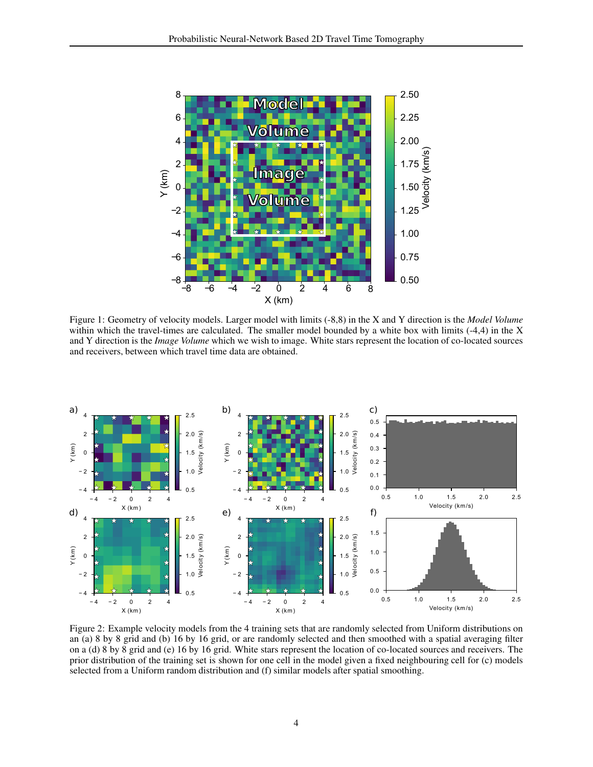Figure 1: Geometry of velocity models. Larger model with limits (-8,8) in the X and Y direction is the *Model Volume* within which the travel-times are calculated. The smaller model bounded by a white box with limits (-4,4) in the X and Y direction is the *Image Volume* which we wish to image. White stars represent the location of co-located sources and receivers, between which travel time data are obtained.

Figure 2: Example velocity models from the 4 training sets that are randomly selected from Uniform distributions on an (a) 8 by 8 grid and (b) 16 by 16 grid, or are randomly selected and then smoothed with a spatial averaging filter on a (d) 8 by 8 grid and (e) 16 by 16 grid. White stars represent the location of co-located sources and receivers. The prior distribution of the training set is shown for one cell in the model given a fixed neighbouring cell for (c) models selected from a Uniform random distribution and (f) similar models after spatial smoothing.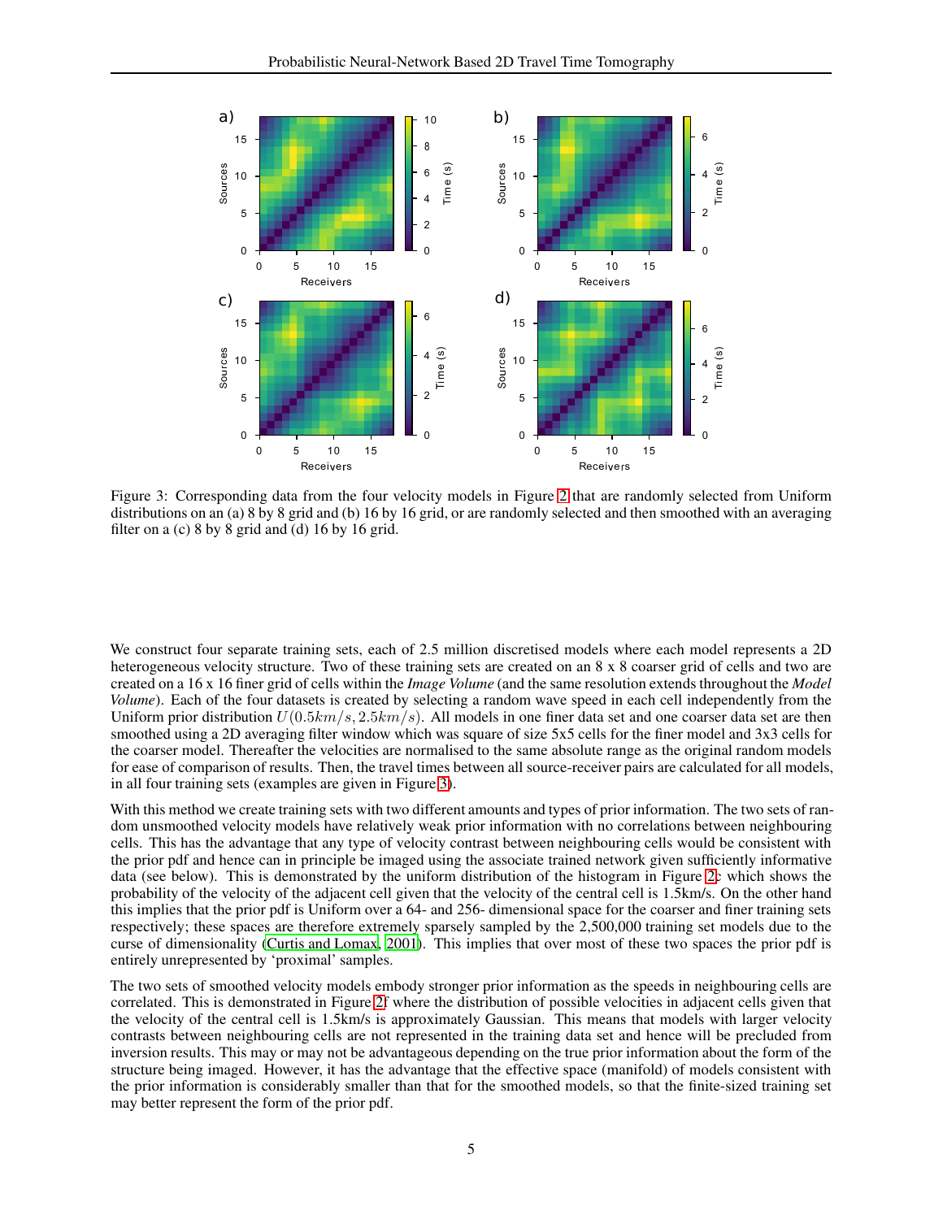Figure 3: Corresponding data from the four velocity models in Figure 2 that are randomly selected from Uniform distributions on an (a) 8 by 8 grid and (b) 16 by 16 grid, or are randomly selected and then smoothed with an averaging filter on a (c) 8 by 8 grid and (d) 16 by 16 grid.

We construct four separate training sets, each of 2.5 million discretised models where each model represents a 2D heterogeneous velocity structure. Two of these training sets are created on an 8 x 8 coarser grid of cells and two are created on a 16 x 16 finer grid of cells within the *Image Volume* (and the same resolution extends throughout the *Model Volume*). Each of the four datasets is created by selecting a random wave speed in each cell independently from the Uniform prior distribution $U(0.5km/s, 2.5km/s)$. All models in one finer data set and one coarser data set are then smoothed using a 2D averaging filter window which was square of size 5x5 cells for the finer model and 3x3 cells for the coarser model. Thereafter the velocities are normalised to the same absolute range as the original random models for ease of comparison of results. Then, the travel times between all source-receiver pairs are calculated for all models, in all four training sets (examples are given in Figure 3).

With this method we create training sets with two different amounts and types of prior information. The two sets of random unsmoothed velocity models have relatively weak prior information with no correlations between neighbouring cells. This has the advantage that any type of velocity contrast between neighbouring cells would be consistent with the prior pdf and hence can in principle be imaged using the associate trained network given sufficiently informative data (see below). This is demonstrated by the uniform distribution of the histogram in Figure 2c which shows the probability of the velocity of the adjacent cell given that the velocity of the central cell is 1.5km/s. On the other hand this implies that the prior pdf is Uniform over a 64- and 256- dimensional space for the coarser and finer training sets respectively; these spaces are therefore extremely sparsely sampled by the 2,500,000 training set models due to the curse of dimensionality (Curtis and Lomax, 2001). This implies that over most of these two spaces the prior pdf is entirely unrepresented by 'proximal' samples.

The two sets of smoothed velocity models embody stronger prior information as the speeds in neighbouring cells are correlated. This is demonstrated in Figure 2f where the distribution of possible velocities in adjacent cells given that the velocity of the central cell is 1.5km/s is approximately Gaussian. This means that models with larger velocity contrasts between neighbouring cells are not represented in the training data set and hence will be precluded from inversion results. This may or may not be advantageous depending on the true prior information about the form of the structure being imaged. However, it has the advantage that the effective space (manifold) of models consistent with the prior information is considerably smaller than that for the smoothed models, so that the finite-sized training set may better represent the form of the prior pdf.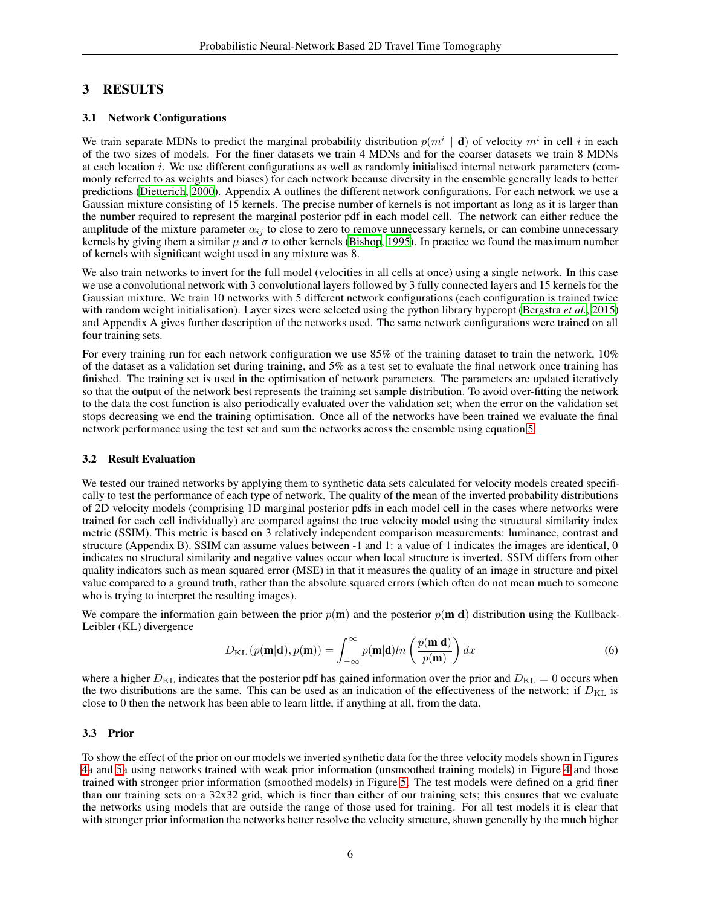## 3 RESULTS

### 3.1 Network Configurations

We train separate MDNs to predict the marginal probability distribution $p(m^i \mid \mathbf{d})$ of velocity $m^i$ in cell $i$ in each of the two sizes of models. For the finer datasets we train 4 MDNs and for the coarser datasets we train 8 MDNs at each location $i$. We use different configurations as well as randomly initialised internal network parameters (commonly referred to as weights and biases) for each network because diversity in the ensemble generally leads to better predictions (Dietterich, 2000). Appendix A outlines the different network configurations. For each network we use a Gaussian mixture consisting of 15 kernels. The precise number of kernels is not important as long as it is larger than the number required to represent the marginal posterior pdf in each model cell. The network can either reduce the amplitude of the mixture parameter $\alpha_{ij}$ to close to zero to remove unnecessary kernels, or can combine unnecessary kernels by giving them a similar $\mu$ and $\sigma$ to other kernels (Bishop, 1995). In practice we found the maximum number of kernels with significant weight used in any mixture was 8.

We also train networks to invert for the full model (velocities in all cells at once) using a single network. In this case we use a convolutional network with 3 convolutional layers followed by 3 fully connected layers and 15 kernels for the Gaussian mixture. We train 10 networks with 5 different network configurations (each configuration is trained twice with random weight initialisation). Layer sizes were selected using the python library hyperopt (Bergstra *et al.*, 2015) and Appendix A gives further description of the networks used. The same network configurations were trained on all four training sets.

For every training run for each network configuration we use 85% of the training dataset to train the network, 10% of the dataset as a validation set during training, and 5% as a test set to evaluate the final network once training has finished. The training set is used in the optimisation of network parameters. The parameters are updated iteratively so that the output of the network best represents the training set sample distribution. To avoid over-fitting the network to the data the cost function is also periodically evaluated over the validation set; when the error on the validation set stops decreasing we end the training optimisation. Once all of the networks have been trained we evaluate the final network performance using the test set and sum the networks across the ensemble using equation 5.

### 3.2 Result Evaluation

We tested our trained networks by applying them to synthetic data sets calculated for velocity models created specifically to test the performance of each type of network. The quality of the mean of the inverted probability distributions of 2D velocity models (comprising 1D marginal posterior pdfs in each model cell in the cases where networks were trained for each cell individually) are compared against the true velocity model using the structural similarity index metric (SSIM). This metric is based on 3 relatively independent comparison measurements: luminance, contrast and structure (Appendix B). SSIM can assume values between -1 and 1: a value of 1 indicates the images are identical, 0 indicates no structural similarity and negative values occur when local structure is inverted. SSIM differs from other quality indicators such as mean squared error (MSE) in that it measures the quality of an image in structure and pixel value compared to a ground truth, rather than the absolute squared errors (which often do not mean much to someone who is trying to interpret the resulting images).

We compare the information gain between the prior $p(\mathbf{m})$ and the posterior $p(\mathbf{m}|\mathbf{d})$ distribution using the Kullback-Leibler (KL) divergence

$$D_{\mathrm{KL}}\left(p(\mathbf{m}|\mathbf{d}), p(\mathbf{m})\right) = \int_{-\infty}^{\infty} p(\mathbf{m}|\mathbf{d}) ln \left(\frac{p(\mathbf{m}|\mathbf{d})}{p(\mathbf{m})}\right) dx \tag{6}$$

where a higher $D_{\mathrm{KL}}$ indicates that the posterior pdf has gained information over the prior and $D_{\mathrm{KL}} = 0$ occurs when the two distributions are the same. This can be used as an indication of the effectiveness of the network: if $D_{\mathrm{KL}}$ is close to 0 then the network has been able to learn little, if anything at all, from the data.

### 3.3 Prior

To show the effect of the prior on our models we inverted synthetic data for the three velocity models shown in Figures 4a and 5a using networks trained with weak prior information (unsmoothed training models) in Figure 4 and those trained with stronger prior information (smoothed models) in Figure 5. The test models were defined on a grid finer than our training sets on a 32x32 grid, which is finer than either of our training sets; this ensures that we evaluate the networks using models that are outside the range of those used for training. For all test models it is clear that with stronger prior information the networks better resolve the velocity structure, shown generally by the much higher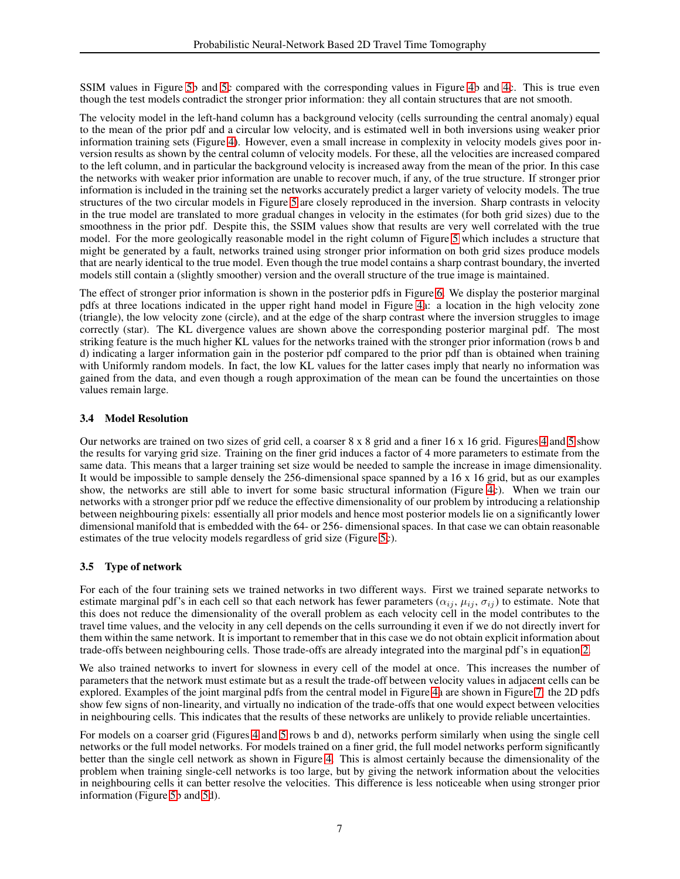SSIM values in Figure 5b and 5c compared with the corresponding values in Figure 4b and 4c. This is true even though the test models contradict the stronger prior information: they all contain structures that are not smooth.

The velocity model in the left-hand column has a background velocity (cells surrounding the central anomaly) equal to the mean of the prior pdf and a circular low velocity, and is estimated well in both inversions using weaker prior information training sets (Figure 4). However, even a small increase in complexity in velocity models gives poor inversion results as shown by the central column of velocity models. For these, all the velocities are increased compared to the left column, and in particular the background velocity is increased away from the mean of the prior. In this case the networks with weaker prior information are unable to recover much, if any, of the true structure. If stronger prior information is included in the training set the networks accurately predict a larger variety of velocity models. The true structures of the two circular models in Figure 5 are closely reproduced in the inversion. Sharp contrasts in velocity in the true model are translated to more gradual changes in velocity in the estimates (for both grid sizes) due to the smoothness in the prior pdf. Despite this, the SSIM values show that results are very well correlated with the true model. For the more geologically reasonable model in the right column of Figure 5 which includes a structure that might be generated by a fault, networks trained using stronger prior information on both grid sizes produce models that are nearly identical to the true model. Even though the true model contains a sharp contrast boundary, the inverted models still contain a (slightly smoother) version and the overall structure of the true image is maintained.

The effect of stronger prior information is shown in the posterior pdfs in Figure 6. We display the posterior marginal pdfs at three locations indicated in the upper right hand model in Figure 4a: a location in the high velocity zone (triangle), the low velocity zone (circle), and at the edge of the sharp contrast where the inversion struggles to image correctly (star). The KL divergence values are shown above the corresponding posterior marginal pdf. The most striking feature is the much higher KL values for the networks trained with the stronger prior information (rows b and d) indicating a larger information gain in the posterior pdf compared to the prior pdf than is obtained when training with Uniformly random models. In fact, the low KL values for the latter cases imply that nearly no information was gained from the data, and even though a rough approximation of the mean can be found the uncertainties on those values remain large.

### 3.4 Model Resolution

Our networks are trained on two sizes of grid cell, a coarser 8 x 8 grid and a finer 16 x 16 grid. Figures 4 and 5 show the results for varying grid size. Training on the finer grid induces a factor of 4 more parameters to estimate from the same data. This means that a larger training set size would be needed to sample the increase in image dimensionality. It would be impossible to sample densely the 256-dimensional space spanned by a 16 x 16 grid, but as our examples show, the networks are still able to invert for some basic structural information (Figure 4c). When we train our networks with a stronger prior pdf we reduce the effective dimensionality of our problem by introducing a relationship between neighbouring pixels: essentially all prior models and hence most posterior models lie on a significantly lower dimensional manifold that is embedded with the 64- or 256- dimensional spaces. In that case we can obtain reasonable estimates of the true velocity models regardless of grid size (Figure 5c).

### 3.5 Type of network

For each of the four training sets we trained networks in two different ways. First we trained separate networks to estimate marginal pdf's in each cell so that each network has fewer parameters ($\alpha_{ij}$, $\mu_{ij}$, $\sigma_{ij}$) to estimate. Note that this does not reduce the dimensionality of the overall problem as each velocity cell in the model contributes to the travel time values, and the velocity in any cell depends on the cells surrounding it even if we do not directly invert for them within the same network. It is important to remember that in this case we do not obtain explicit information about trade-offs between neighbouring cells. Those trade-offs are already integrated into the marginal pdf's in equation 2.

We also trained networks to invert for slowness in every cell of the model at once. This increases the number of parameters that the network must estimate but as a result the trade-off between velocity values in adjacent cells can be explored. Examples of the joint marginal pdfs from the central model in Figure 4a are shown in Figure 7: the 2D pdfs show few signs of non-linearity, and virtually no indication of the trade-offs that one would expect between velocities in neighbouring cells. This indicates that the results of these networks are unlikely to provide reliable uncertainties.

For models on a coarser grid (Figures 4 and 5 rows b and d), networks perform similarly when using the single cell networks or the full model networks. For models trained on a finer grid, the full model networks perform significantly better than the single cell network as shown in Figure 4. This is almost certainly because the dimensionality of the problem when training single-cell networks is too large, but by giving the network information about the velocities in neighbouring cells it can better resolve the velocities. This difference is less noticeable when using stronger prior information (Figure 5b and 5d).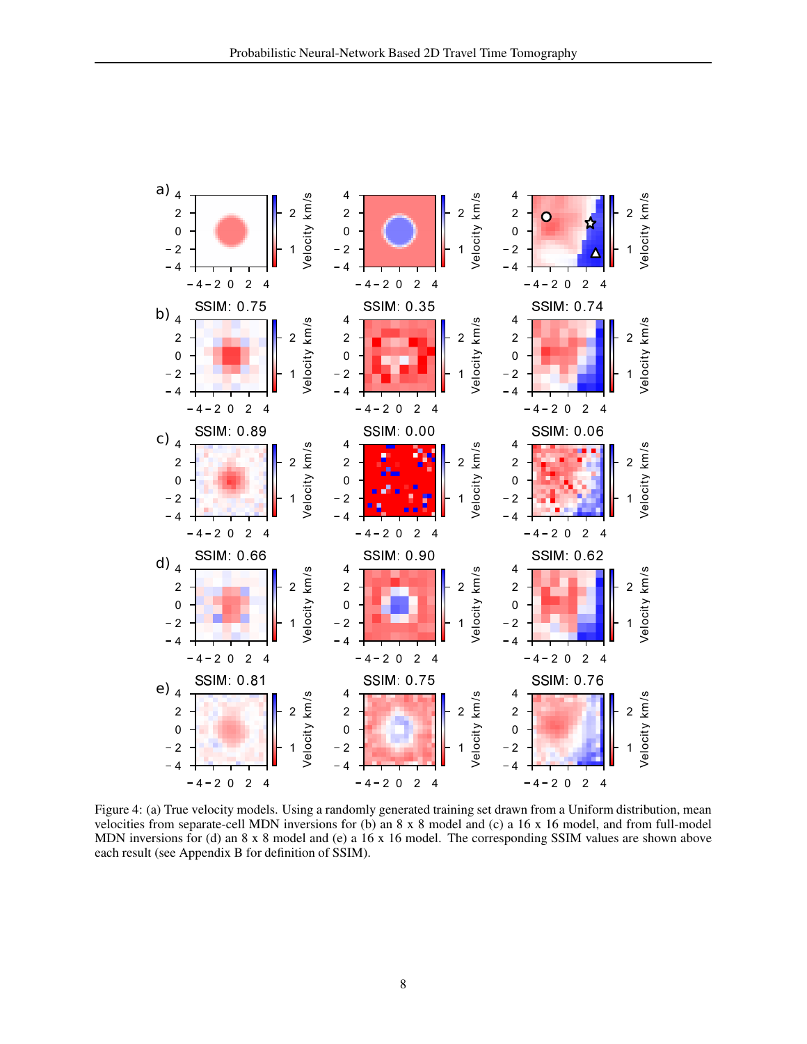Figure 4: (a) True velocity models. Using a randomly generated training set drawn from a Uniform distribution, mean velocities from separate-cell MDN inversions for (b) an 8 x 8 model and (c) a 16 x 16 model, and from full-model MDN inversions for (d) an 8 x 8 model and (e) a 16 x 16 model. The corresponding SSIM values are shown above each result (see Appendix B for definition of SSIM).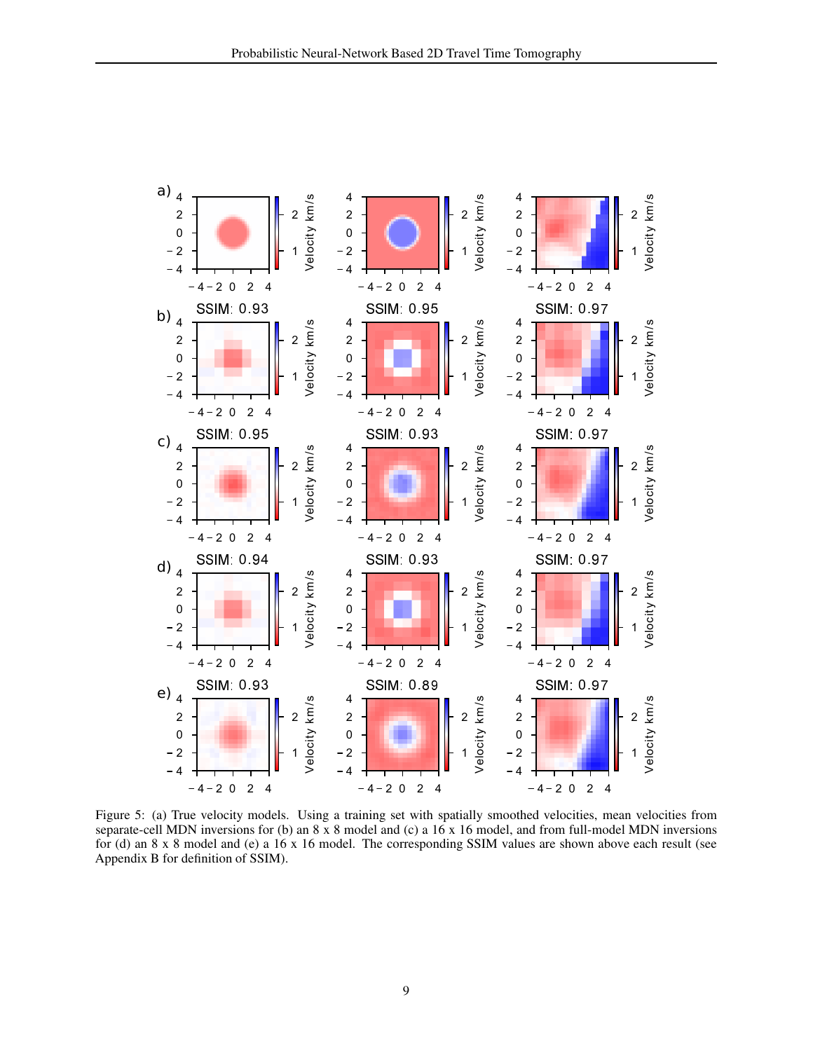Figure 5: (a) True velocity models. Using a training set with spatially smoothed velocities, mean velocities from separate-cell MDN inversions for (b) an 8 x 8 model and (c) a 16 x 16 model, and from full-model MDN inversions for (d) an 8 x 8 model and (e) a 16 x 16 model. The corresponding SSIM values are shown above each result (see Appendix B for definition of SSIM).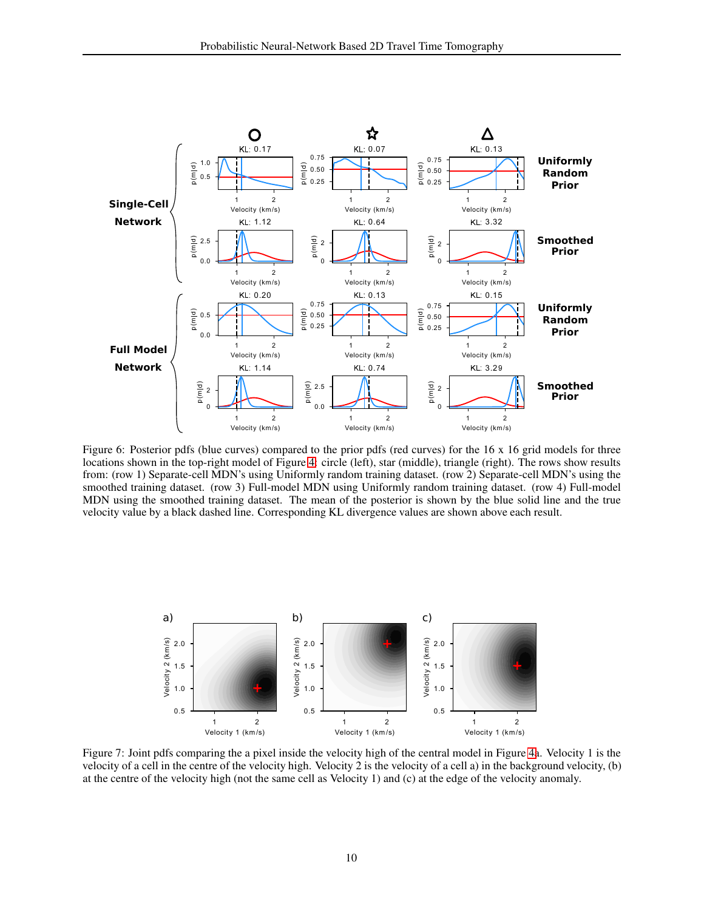Figure 6: Posterior pdfs (blue curves) compared to the prior pdfs (red curves) for the 16 x 16 grid models for three locations shown in the top-right model of Figure 4: circle (left), star (middle), triangle (right). The rows show results from: (row 1) Separate-cell MDN's using Uniformly random training dataset. (row 2) Separate-cell MDN's using the smoothed training dataset. (row 3) Full-model MDN using Uniformly random training dataset. (row 4) Full-model MDN using the smoothed training dataset. The mean of the posterior is shown by the blue solid line and the true velocity value by a black dashed line. Corresponding KL divergence values are shown above each result.

Figure 7: Joint pdfs comparing the a pixel inside the velocity high of the central model in Figure 4a. Velocity 1 is the velocity of a cell in the centre of the velocity high. Velocity 2 is the velocity of a cell a) in the background velocity, (b) at the centre of the velocity high (not the same cell as Velocity 1) and (c) at the edge of the velocity anomaly.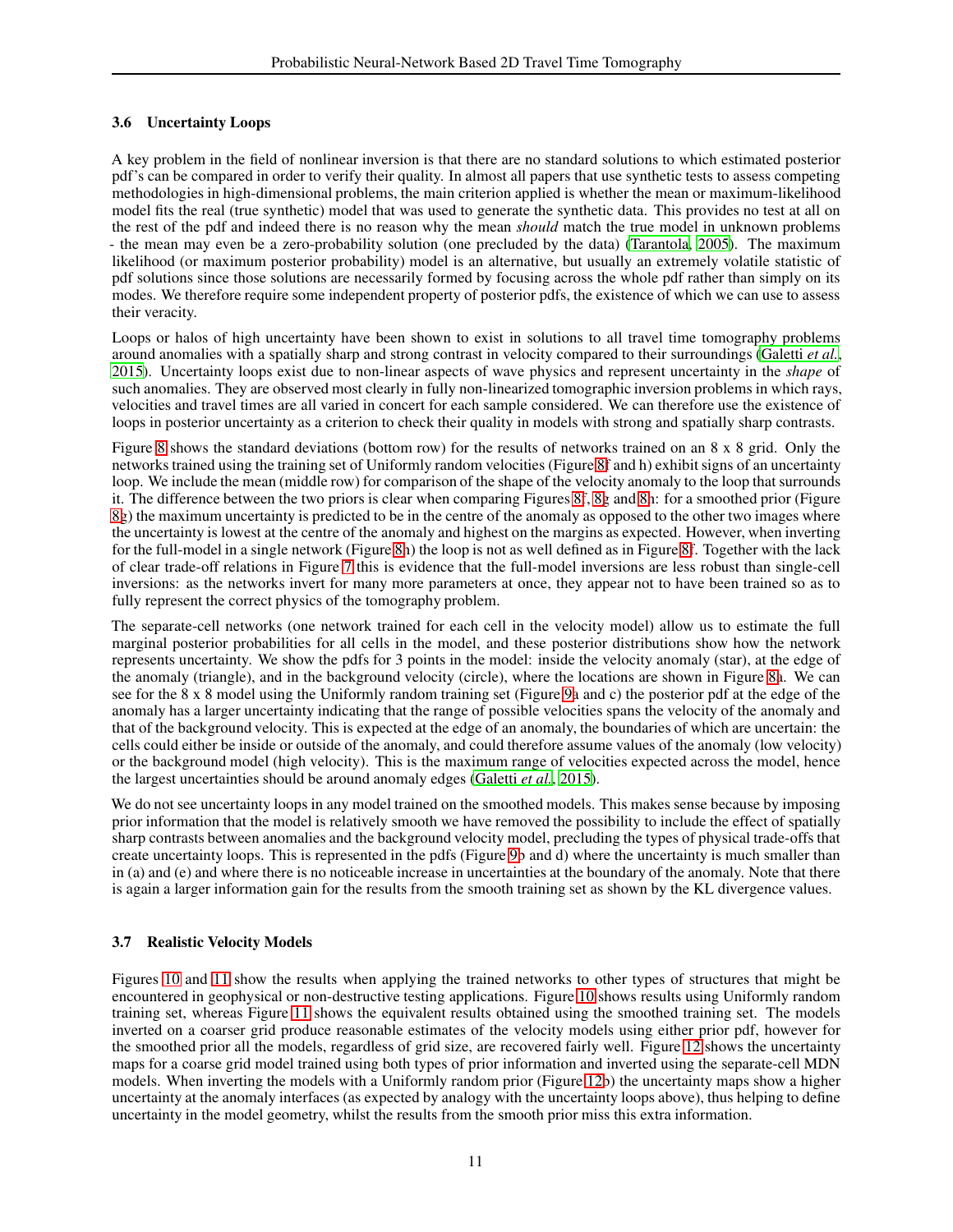### 3.6 Uncertainty Loops

A key problem in the field of nonlinear inversion is that there are no standard solutions to which estimated posterior pdf's can be compared in order to verify their quality. In almost all papers that use synthetic tests to assess competing methodologies in high-dimensional problems, the main criterion applied is whether the mean or maximum-likelihood model fits the real (true synthetic) model that was used to generate the synthetic data. This provides no test at all on the rest of the pdf and indeed there is no reason why the mean *should* match the true model in unknown problems - the mean may even be a zero-probability solution (one precluded by the data) (Tarantola, 2005). The maximum likelihood (or maximum posterior probability) model is an alternative, but usually an extremely volatile statistic of pdf solutions since those solutions are necessarily formed by focusing across the whole pdf rather than simply on its modes. We therefore require some independent property of posterior pdfs, the existence of which we can use to assess their veracity.

Loops or halos of high uncertainty have been shown to exist in solutions to all travel time tomography problems around anomalies with a spatially sharp and strong contrast in velocity compared to their surroundings (Galetti *et al.*, 2015). Uncertainty loops exist due to non-linear aspects of wave physics and represent uncertainty in the *shape* of such anomalies. They are observed most clearly in fully non-linearized tomographic inversion problems in which rays, velocities and travel times are all varied in concert for each sample considered. We can therefore use the existence of loops in posterior uncertainty as a criterion to check their quality in models with strong and spatially sharp contrasts.

Figure 8 shows the standard deviations (bottom row) for the results of networks trained on an 8 x 8 grid. Only the networks trained using the training set of Uniformly random velocities (Figure 8f and h) exhibit signs of an uncertainty loop. We include the mean (middle row) for comparison of the shape of the velocity anomaly to the loop that surrounds it. The difference between the two priors is clear when comparing Figures 8f, 8g and 8h: for a smoothed prior (Figure 8g) the maximum uncertainty is predicted to be in the centre of the anomaly as opposed to the other two images where the uncertainty is lowest at the centre of the anomaly and highest on the margins as expected. However, when inverting for the full-model in a single network (Figure 8h) the loop is not as well defined as in Figure 8f. Together with the lack of clear trade-off relations in Figure 7 this is evidence that the full-model inversions are less robust than single-cell inversions: as the networks invert for many more parameters at once, they appear not to have been trained so as to fully represent the correct physics of the tomography problem.

The separate-cell networks (one network trained for each cell in the velocity model) allow us to estimate the full marginal posterior probabilities for all cells in the model, and these posterior distributions show how the network represents uncertainty. We show the pdfs for 3 points in the model: inside the velocity anomaly (star), at the edge of the anomaly (triangle), and in the background velocity (circle), where the locations are shown in Figure 8a. We can see for the 8 x 8 model using the Uniformly random training set (Figure 9a and c) the posterior pdf at the edge of the anomaly has a larger uncertainty indicating that the range of possible velocities spans the velocity of the anomaly and that of the background velocity. This is expected at the edge of an anomaly, the boundaries of which are uncertain: the cells could either be inside or outside of the anomaly, and could therefore assume values of the anomaly (low velocity) or the background model (high velocity). This is the maximum range of velocities expected across the model, hence the largest uncertainties should be around anomaly edges (Galetti *et al.*, 2015).

We do not see uncertainty loops in any model trained on the smoothed models. This makes sense because by imposing prior information that the model is relatively smooth we have removed the possibility to include the effect of spatially sharp contrasts between anomalies and the background velocity model, precluding the types of physical trade-offs that create uncertainty loops. This is represented in the pdfs (Figure 9b and d) where the uncertainty is much smaller than in (a) and (e) and where there is no noticeable increase in uncertainties at the boundary of the anomaly. Note that there is again a larger information gain for the results from the smooth training set as shown by the KL divergence values.

### 3.7 Realistic Velocity Models

Figures 10 and 11 show the results when applying the trained networks to other types of structures that might be encountered in geophysical or non-destructive testing applications. Figure 10 shows results using Uniformly random training set, whereas Figure 11 shows the equivalent results obtained using the smoothed training set. The models inverted on a coarser grid produce reasonable estimates of the velocity models using either prior pdf, however for the smoothed prior all the models, regardless of grid size, are recovered fairly well. Figure 12 shows the uncertainty maps for a coarse grid model trained using both types of prior information and inverted using the separate-cell MDN models. When inverting the models with a Uniformly random prior (Figure 12b) the uncertainty maps show a higher uncertainty at the anomaly interfaces (as expected by analogy with the uncertainty loops above), thus helping to define uncertainty in the model geometry, whilst the results from the smooth prior miss this extra information.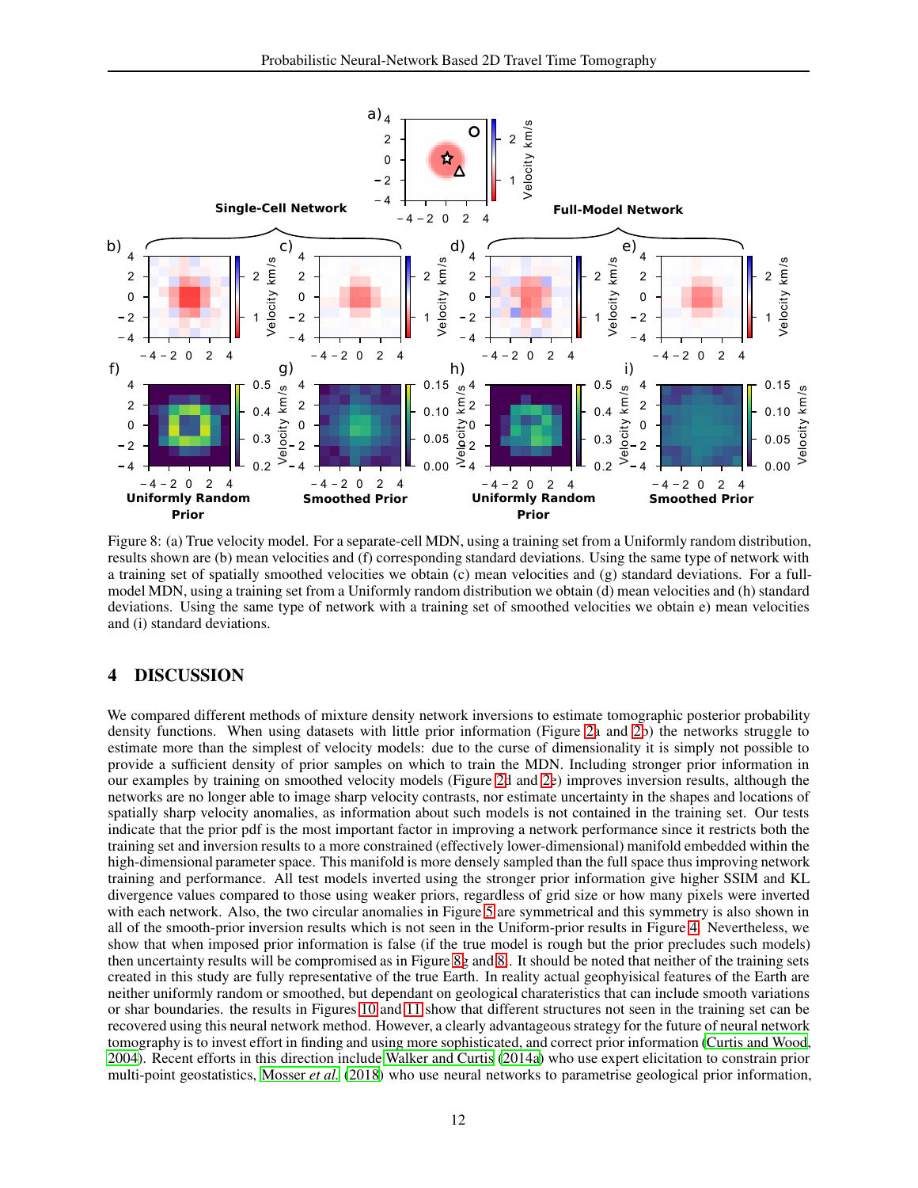Figure 8: (a) True velocity model. For a separate-cell MDN, using a training set from a Uniformly random distribution, results shown are (b) mean velocities and (f) corresponding standard deviations. Using the same type of network with a training set of spatially smoothed velocities we obtain (c) mean velocities and (g) standard deviations. For a full-model MDN, using a training set from a Uniformly random distribution we obtain (d) mean velocities and (h) standard deviations. Using the same type of network with a training set of smoothed velocities we obtain e) mean velocities and (i) standard deviations.

## 4 DISCUSSION

We compared different methods of mixture density network inversions to estimate tomographic posterior probability density functions. When using datasets with little prior information (Figure 2a and 2b) the networks struggle to estimate more than the simplest of velocity models: due to the curse of dimensionality it is simply not possible to provide a sufficient density of prior samples on which to train the MDN. Including stronger prior information in our examples by training on smoothed velocity models (Figure 2d and 2e) improves inversion results, although the networks are no longer able to image sharp velocity contrasts, nor estimate uncertainty in the shapes and locations of spatially sharp velocity anomalies, as information about such models is not contained in the training set. Our tests indicate that the prior pdf is the most important factor in improving a network performance since it restricts both the training set and inversion results to a more constrained (effectively lower-dimensional) manifold embedded within the high-dimensional parameter space. This manifold is more densely sampled than the full space thus improving network training and performance. All test models inverted using the stronger prior information give higher SSIM and KL divergence values compared to those using weaker priors, regardless of grid size or how many pixels were inverted with each network. Also, the two circular anomalies in Figure 5 are symmetrical and this symmetry is also shown in all of the smooth-prior inversion results which is not seen in the Uniform-prior results in Figure 4. Nevertheless, we show that when imposed prior information is false (if the true model is rough but the prior precludes such models) then uncertainty results will be compromised as in Figure 8g and 8. It should be noted that neither of the training sets created in this study are fully representative of the true Earth. In reality actual geophyisical features of the Earth are neither uniformly random or smoothed, but dependant on geological charateristics that can include smooth variations or shar boundaries. the results in Figures 10 and 11 show that different structures not seen in the training set can be recovered using this neural network method. However, a clearly advantageous strategy for the future of neural network tomography is to invest effort in finding and using more sophisticated, and correct prior information (Curtis and Wood, 2004). Recent efforts in this direction include Walker and Curtis (2014a) who use expert elicitation to constrain prior multi-point geostatistics, Mosser *et al.* (2018) who use neural networks to parametrise geological prior information,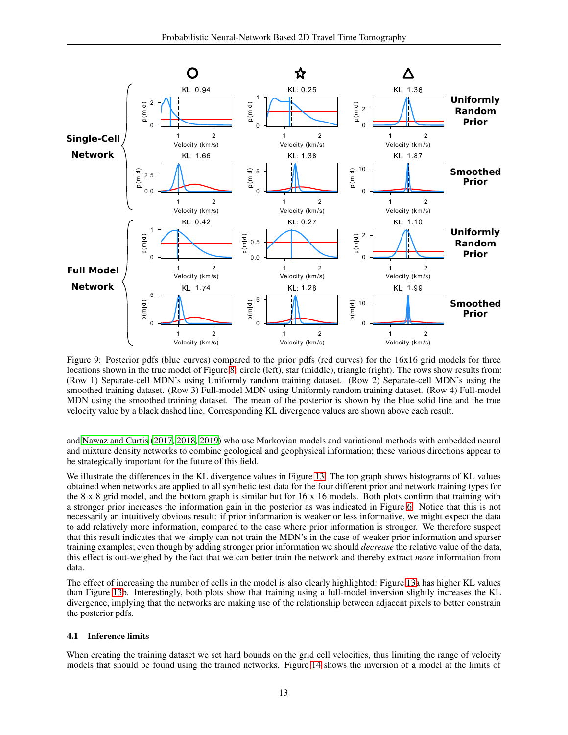Figure 9: Posterior pdfs (blue curves) compared to the prior pdfs (red curves) for the 16x16 grid models for three locations shown in the true model of Figure 8: circle (left), star (middle), triangle (right). The rows show results from: (Row 1) Separate-cell MDN's using Uniformly random training dataset. (Row 2) Separate-cell MDN's using the smoothed training dataset. (Row 3) Full-model MDN using Uniformly random training dataset. (Row 4) Full-model MDN using the smoothed training dataset. The mean of the posterior is shown by the blue solid line and the true velocity value by a black dashed line. Corresponding KL divergence values are shown above each result.

and Nawaz and Curtis (2017, 2018, 2019) who use Markovian models and variational methods with embedded neural and mixture density networks to combine geological and geophysical information; these various directions appear to be strategically important for the future of this field.

We illustrate the differences in the KL divergence values in Figure 13. The top graph shows histograms of KL values obtained when networks are applied to all synthetic test data for the four different prior and network training types for the 8 x 8 grid model, and the bottom graph is similar but for 16 x 16 models. Both plots confirm that training with a stronger prior increases the information gain in the posterior as was indicated in Figure 6. Notice that this is not necessarily an intuitively obvious result: if prior information is weaker or less informative, we might expect the data to add relatively more information, compared to the case where prior information is stronger. We therefore suspect that this result indicates that we simply can not train the MDN's in the case of weaker prior information and sparser training examples; even though by adding stronger prior information we should *decrease* the relative value of the data, this effect is out-weighed by the fact that we can better train the network and thereby extract *more* information from data.

The effect of increasing the number of cells in the model is also clearly highlighted: Figure 13a has higher KL values than Figure 13b. Interestingly, both plots show that training using a full-model inversion slightly increases the KL divergence, implying that the networks are making use of the relationship between adjacent pixels to better constrain the posterior pdfs.

### 4.1 Inference limits

When creating the training dataset we set hard bounds on the grid cell velocities, thus limiting the range of velocity models that should be found using the trained networks. Figure 14 shows the inversion of a model at the limits of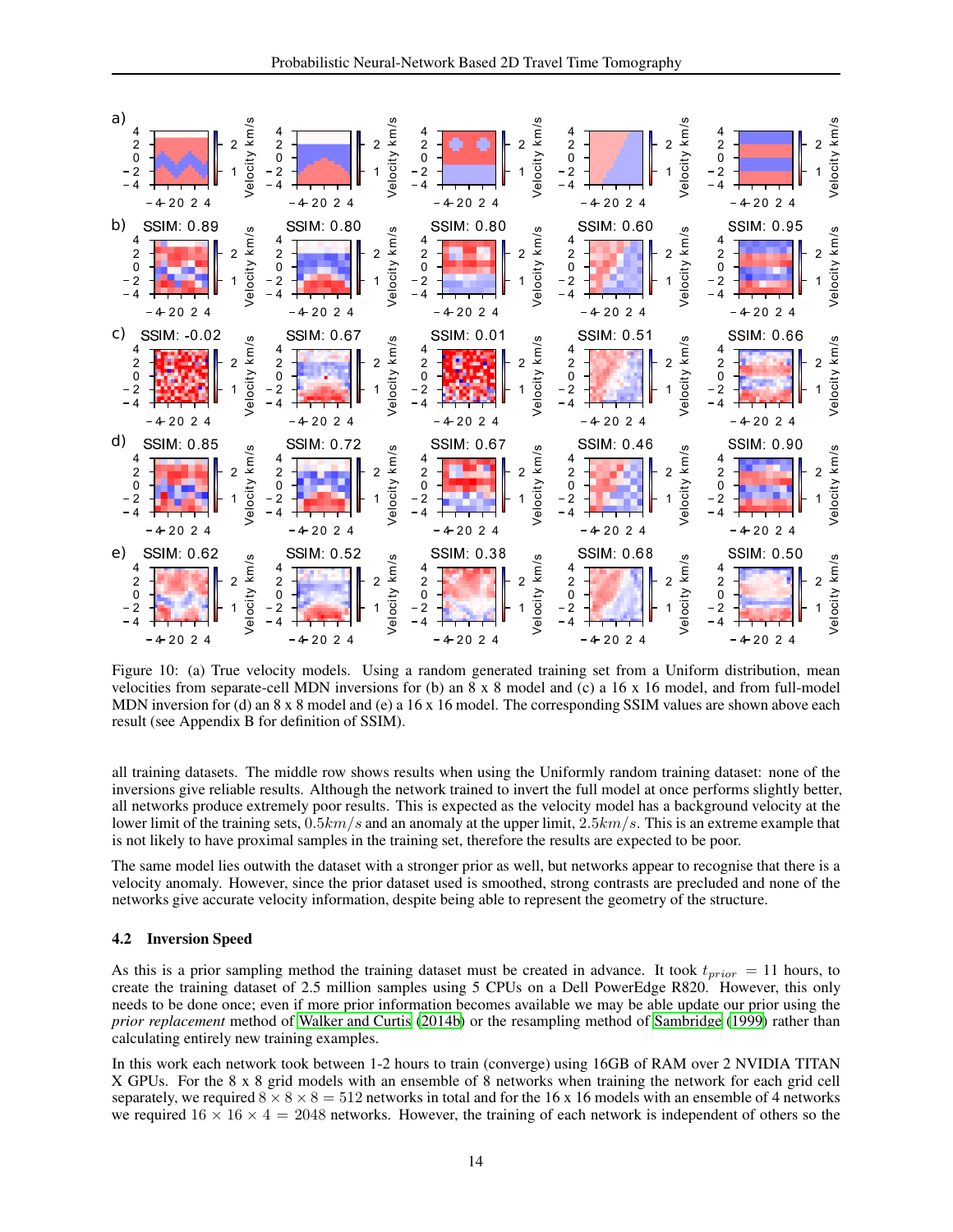Figure 10: (a) True velocity models. Using a random generated training set from a Uniform distribution, mean velocities from separate-cell MDN inversions for (b) an 8 x 8 model and (c) a 16 x 16 model, and from full-model MDN inversion for (d) an 8 x 8 model and (e) a 16 x 16 model. The corresponding SSIM values are shown above each result (see Appendix B for definition of SSIM).

all training datasets. The middle row shows results when using the Uniformly random training dataset: none of the inversions give reliable results. Although the network trained to invert the full model at once performs slightly better, all networks produce extremely poor results. This is expected as the velocity model has a background velocity at the lower limit of the training sets, $0.5km/s$ and an anomaly at the upper limit, $2.5km/s$. This is an extreme example that is not likely to have proximal samples in the training set, therefore the results are expected to be poor.

The same model lies outwith the dataset with a stronger prior as well, but networks appear to recognise that there is a velocity anomaly. However, since the prior dataset used is smoothed, strong contrasts are precluded and none of the networks give accurate velocity information, despite being able to represent the geometry of the structure.

### 4.2 Inversion Speed

As this is a prior sampling method the training dataset must be created in advance. It took $t_{prior} = 11$ hours, to create the training dataset of 2.5 million samples using 5 CPUs on a Dell PowerEdge R820. However, this only needs to be done once; even if more prior information becomes available we may be able update our prior using the *prior replacement* method of Walker and Curtis (2014b) or the resampling method of Sambridge (1999) rather than calculating entirely new training examples.

In this work each network took between 1-2 hours to train (converge) using 16GB of RAM over 2 NVIDIA TITAN X GPUs. For the 8 x 8 grid models with an ensemble of 8 networks when training the network for each grid cell separately, we required $8 \times 8 \times 8 = 512$ networks in total and for the 16 x 16 models with an ensemble of 4 networks we required $16 \times 16 \times 4 = 2048$ networks. However, the training of each network is independent of others so the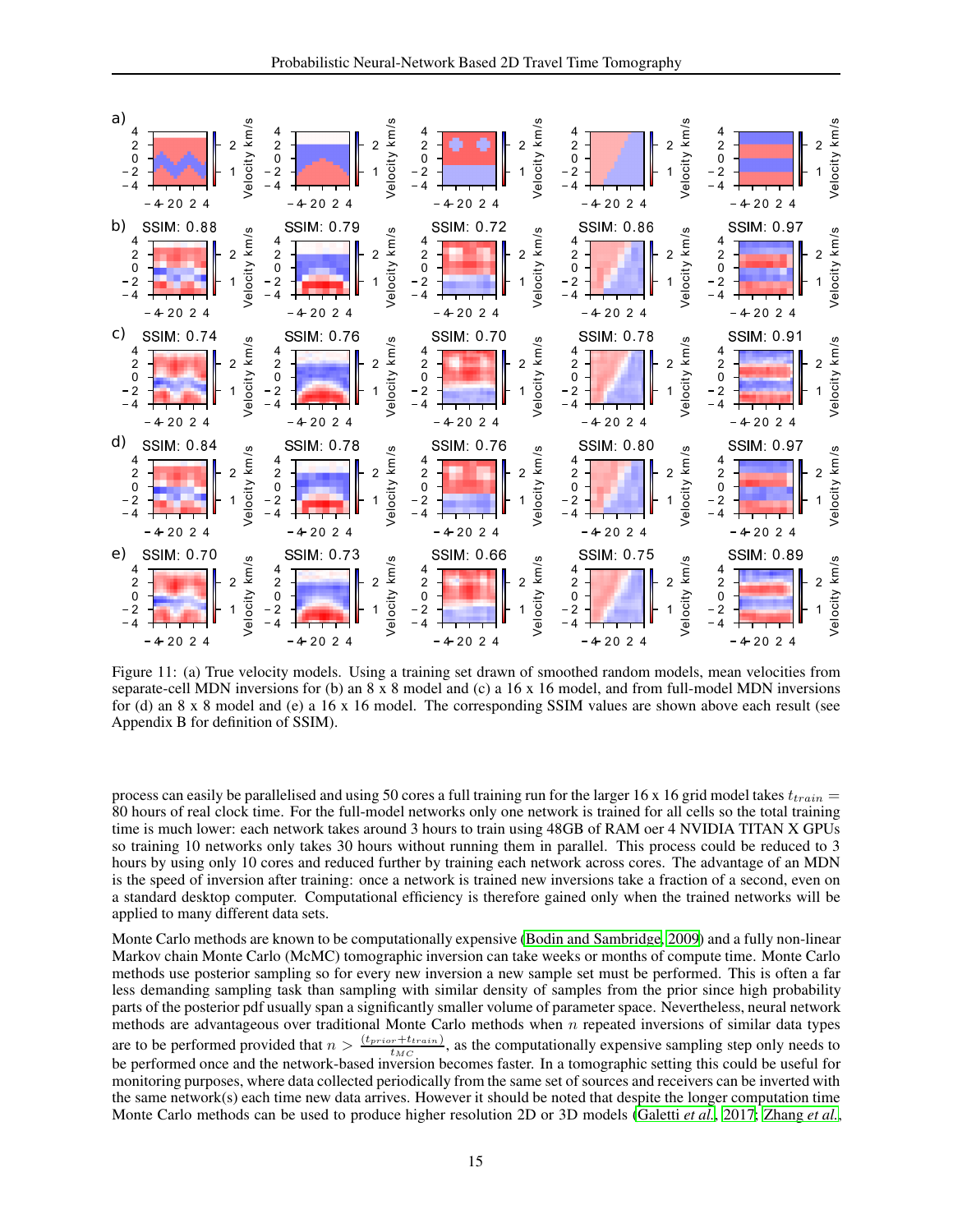Figure 11: (a) True velocity models. Using a training set drawn of smoothed random models, mean velocities from separate-cell MDN inversions for (b) an 8 x 8 model and (c) a 16 x 16 model, and from full-model MDN inversions for (d) an 8 x 8 model and (e) a 16 x 16 model. The corresponding SSIM values are shown above each result (see Appendix B for definition of SSIM).

process can easily be parallelised and using 50 cores a full training run for the larger 16 x 16 grid model takes $t_{train} =$ 80 hours of real clock time. For the full-model networks only one network is trained for all cells so the total training time is much lower: each network takes around 3 hours to train using 48GB of RAM oer 4 NVIDIA TITAN X GPUs so training 10 networks only takes 30 hours without running them in parallel. This process could be reduced to 3 hours by using only 10 cores and reduced further by training each network across cores. The advantage of an MDN is the speed of inversion after training: once a network is trained new inversions take a fraction of a second, even on a standard desktop computer. Computational efficiency is therefore gained only when the trained networks will be applied to many different data sets.

Monte Carlo methods are known to be computationally expensive (Bodin and Sambridge, 2009) and a fully non-linear Markov chain Monte Carlo (McMC) tomographic inversion can take weeks or months of compute time. Monte Carlo methods use posterior sampling so for every new inversion a new sample set must be performed. This is often a far less demanding sampling task than sampling with similar density of samples from the prior since high probability parts of the posterior pdf usually span a significantly smaller volume of parameter space. Nevertheless, neural network methods are advantageous over traditional Monte Carlo methods when $n$ repeated inversions of similar data types are to be performed provided that $n > \frac{(t_{prior}+t_{train})}{t_{MC}}$, as the computationally expensive sampling step only needs to be performed once and the network-based inversion becomes faster. In a tomographic setting this could be useful for monitoring purposes, where data collected periodically from the same set of sources and receivers can be inverted with the same network(s) each time new data arrives. However it should be noted that despite the longer computation time Monte Carlo methods can be used to produce higher resolution 2D or 3D models (Galetti *et al.*, 2017; Zhang *et al.*,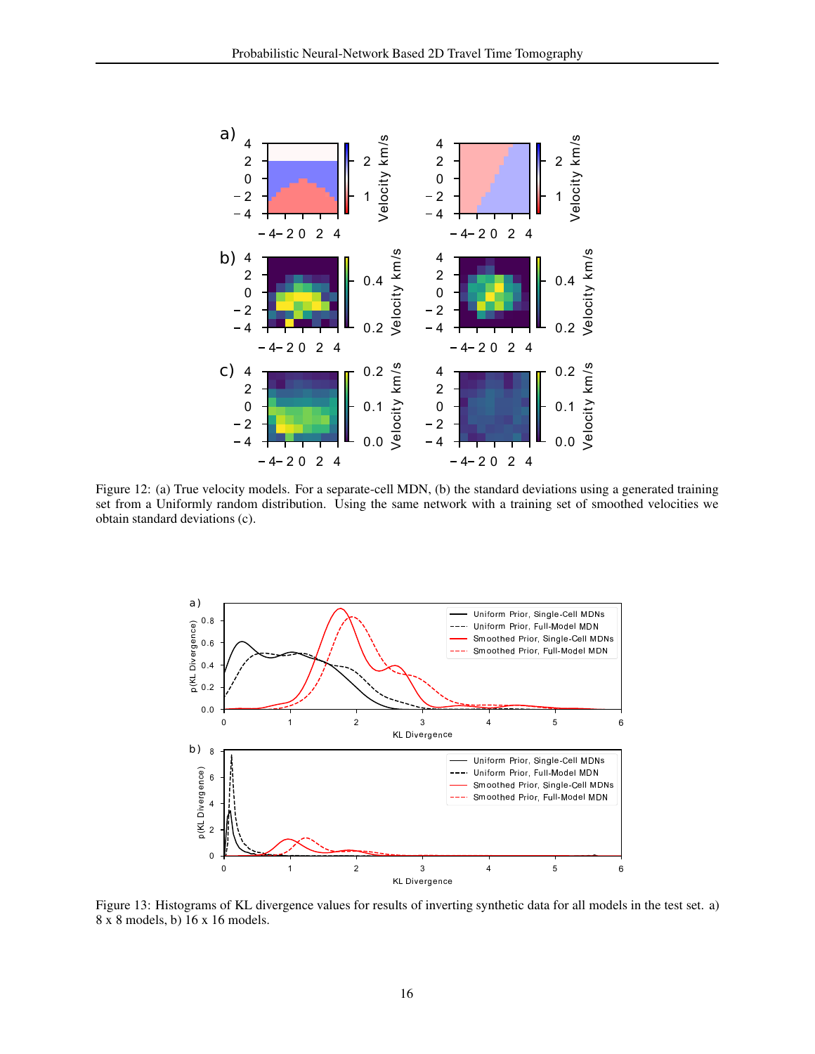Figure 12: (a) True velocity models. For a separate-cell MDN, (b) the standard deviations using a generated training set from a Uniformly random distribution. Using the same network with a training set of smoothed velocities we obtain standard deviations (c).

Figure 13: Histograms of KL divergence values for results of inverting synthetic data for all models in the test set. a) 8 x 8 models, b) 16 x 16 models.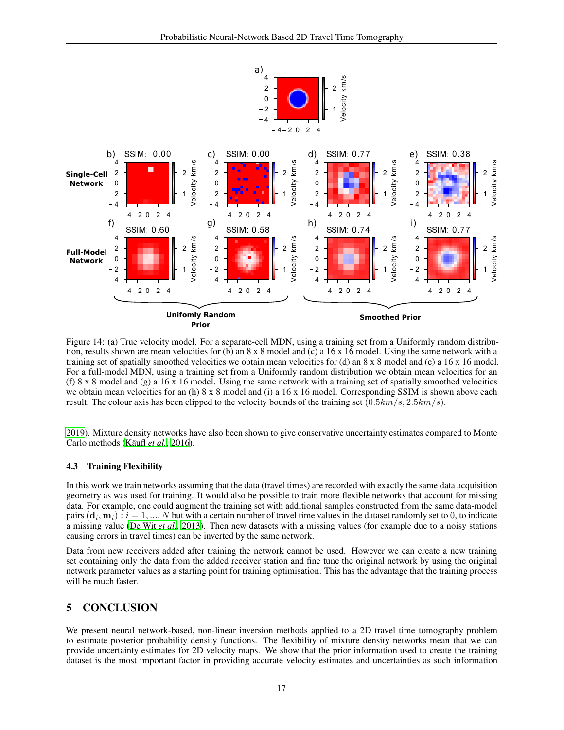Figure 14: (a) True velocity model. For a separate-cell MDN, using a training set from a Uniformly random distribution, results shown are mean velocities for (b) an 8 x 8 model and (c) a 16 x 16 model. Using the same network with a training set of spatially smoothed velocities we obtain mean velocities for (d) an 8 x 8 model and (e) a 16 x 16 model. For a full-model MDN, using a training set from a Uniformly random distribution we obtain mean velocities for an (f) 8 x 8 model and (g) a 16 x 16 model. Using the same network with a training set of spatially smoothed velocities we obtain mean velocities for an (h) 8 x 8 model and (i) a 16 x 16 model. Corresponding SSIM is shown above each result. The colour axis has been clipped to the velocity bounds of the training set $(0.5km/s, 2.5km/s)$.

2019). Mixture density networks have also been shown to give conservative uncertainty estimates compared to Monte Carlo methods (Käufl *et al.*, 2016).

### 4.3 Training Flexibility

In this work we train networks assuming that the data (travel times) are recorded with exactly the same data acquisition geometry as was used for training. It would also be possible to train more flexible networks that account for missing data. For example, one could augment the training set with additional samples constructed from the same data-model pairs $(\mathbf{d}_i, \mathbf{m}_i) : i = 1, ..., N$ but with a certain number of travel time values in the dataset randomly set to 0, to indicate a missing value (De Wit *et al.*, 2013). Then new datasets with a missing values (for example due to a noisy stations causing errors in travel times) can be inverted by the same network.

Data from new receivers added after training the network cannot be used. However we can create a new training set containing only the data from the added receiver station and fine tune the original network by using the original network parameter values as a starting point for training optimisation. This has the advantage that the training process will be much faster.

## 5 CONCLUSION

We present neural network-based, non-linear inversion methods applied to a 2D travel time tomography problem to estimate posterior probability density functions. The flexibility of mixture density networks mean that we can provide uncertainty estimates for 2D velocity maps. We show that the prior information used to create the training dataset is the most important factor in providing accurate velocity estimates and uncertainties as such information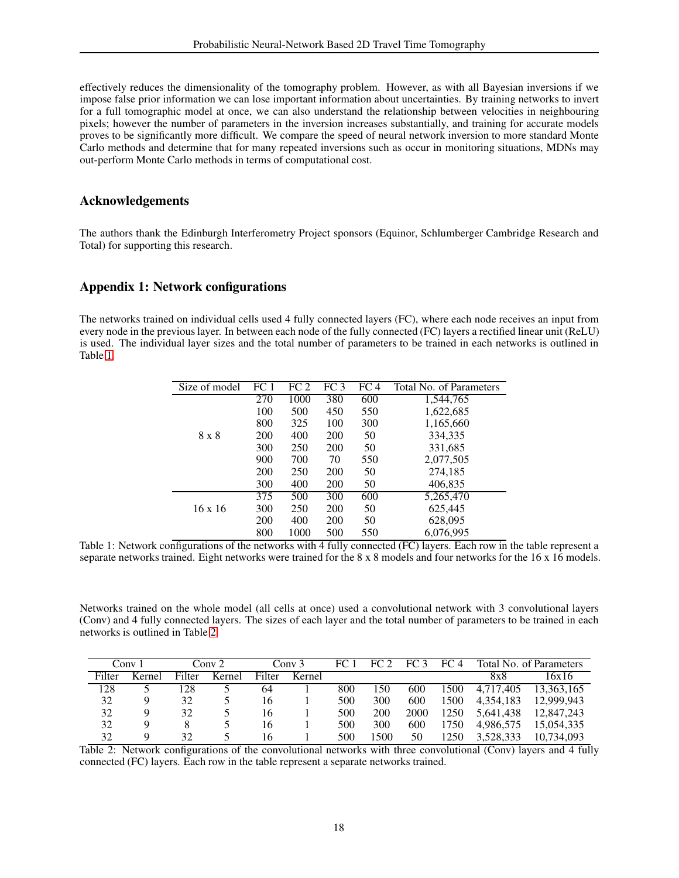effectively reduces the dimensionality of the tomography problem. However, as with all Bayesian inversions if we impose false prior information we can lose important information about uncertainties. By training networks to invert for a full tomographic model at once, we can also understand the relationship between velocities in neighbouring pixels; however the number of parameters in the inversion increases substantially, and training for accurate models proves to be significantly more difficult. We compare the speed of neural network inversion to more standard Monte Carlo methods and determine that for many repeated inversions such as occur in monitoring situations, MDNs may out-perform Monte Carlo methods in terms of computational cost.

## Acknowledgements

The authors thank the Edinburgh Interferometry Project sponsors (Equinor, Schlumberger Cambridge Research and Total) for supporting this research.

## Appendix 1: Network configurations

The networks trained on individual cells used 4 fully connected layers (FC), where each node receives an input from every node in the previous layer. In between each node of the fully connected (FC) layers a rectified linear unit (ReLU) is used. The individual layer sizes and the total number of parameters to be trained in each networks is outlined in Table 1.

| Size of model | FC 1 | FC 2 | FC 3 | FC 4 | Total No. of Parameters |
|---|---|---|---|---|---|
| 8 x 8 | 270 | 1000 | 380 | 600 | 1,544,765 |
| | 100 | 500 | 450 | 550 | 1,622,685 |
| | 800 | 325 | 100 | 300 | 1,165,660 |
| | 200 | 400 | 200 | 50 | 334,335 |
| | 300 | 250 | 200 | 50 | 331,685 |
| | 900 | 700 | 70 | 550 | 2,077,505 |
| | 200 | 250 | 200 | 50 | 274,185 |
| | 300 | 400 | 200 | 50 | 406,835 |
| 16 x 16 | 375 | 500 | 300 | 600 | 5,265,470 |
| | 300 | 250 | 200 | 50 | 625,445 |
| | 200 | 400 | 200 | 50 | 628,095 |
| | 800 | 1000 | 500 | 550 | 6,076,995 |

Table 1: Network configurations of the networks with 4 fully connected (FC) layers. Each row in the table represent a separate networks trained. Eight networks were trained for the 8 x 8 models and four networks for the 16 x 16 models.

Networks trained on the whole model (all cells at once) used a convolutional network with 3 convolutional layers (Conv) and 4 fully connected layers. The sizes of each layer and the total number of parameters to be trained in each networks is outlined in Table 2.

| Conv 1 | | Conv 2 | | Conv 3 | | FC 1 | FC 2 | FC 3 | FC 4 | Total No. of Parameters | |
|---|---|---|---|---|---|---|---|---|---|---|---|
| Filter | Kernel | Filter | Kernel | Filter | Kernel | | | | | 8x8 | 16x16 |
| 128 | 5 | 128 | 5 | 64 | 1 | 800 | 150 | 600 | 1500 | 4,717,405 | 13,363,165 |
| 32 | 9 | 32 | 5 | 16 | 1 | 500 | 300 | 600 | 1500 | 4,354,183 | 12,999,943 |
| 32 | 9 | 32 | 5 | 16 | 1 | 500 | 200 | 2000 | 1250 | 5,641,438 | 12,847,243 |
| 32 | 9 | 8 | 5 | 16 | 1 | 500 | 300 | 600 | 1750 | 4,986,575 | 15,054,335 |
| 32 | 9 | 32 | 5 | 16 | 1 | 500 | 1500 | 50 | 1250 | 3,528,333 | 10,734,093 |

Table 2: Network configurations of the convolutional networks with three convolutional (Conv) layers and 4 fully connected (FC) layers. Each row in the table represent a separate networks trained.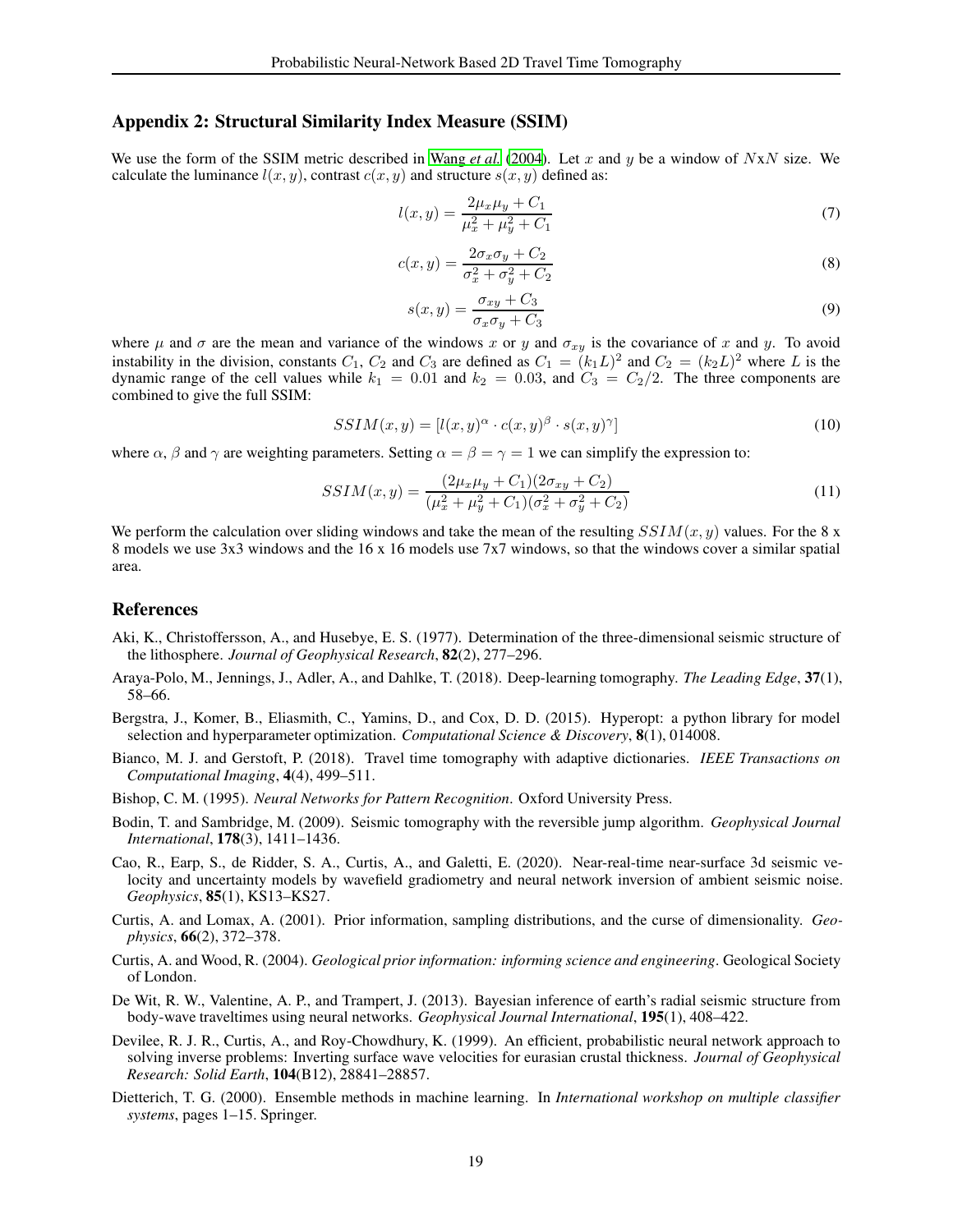## Appendix 2: Structural Similarity Index Measure (SSIM)

We use the form of the SSIM metric described in Wang *et al.* (2004). Let $x$ and $y$ be a window of $N$x$N$ size. We calculate the luminance $l(x,y)$, contrast $c(x,y)$ and structure $s(x,y)$ defined as:

$$l(x,y) = \frac{2\mu_x\mu_y + C_1}{\mu_x^2 + \mu_y^2 + C_1} \tag{7}$$

$$c(x,y) = \frac{2\sigma_x\sigma_y + C_2}{\sigma_x^2 + \sigma_y^2 + C_2} \tag{8}$$

$$s(x,y) = \frac{\sigma_{xy} + C_3}{\sigma_x\sigma_y + C_3} \tag{9}$$

where $\mu$ and $\sigma$ are the mean and variance of the windows $x$ or $y$ and $\sigma_{xy}$ is the covariance of $x$ and $y$. To avoid instability in the division, constants $C_1$, $C_2$ and $C_3$ are defined as $C_1 = (k_1 L)^2$ and $C_2 = (k_2 L)^2$ where $L$ is the dynamic range of the cell values while $k_1 = 0.01$ and $k_2 = 0.03$, and $C_3 = C_2/2$. The three components are combined to give the full SSIM:

$$SSIM(x,y) = [l(x,y)^\alpha \cdot c(x,y)^\beta \cdot s(x,y)^\gamma] \tag{10}$$

where $\alpha$, $\beta$ and $\gamma$ are weighting parameters. Setting $\alpha = \beta = \gamma = 1$ we can simplify the expression to:

$$SSIM(x,y) = \frac{(2\mu_x\mu_y + C_1)(2\sigma_{xy} + C_2)}{(\mu_x^2 + \mu_y^2 + C_1)(\sigma_x^2 + \sigma_y^2 + C_2)} \tag{11}$$

We perform the calculation over sliding windows and take the mean of the resulting $SSIM(x,y)$ values. For the 8 x 8 models we use 3x3 windows and the 16 x 16 models use 7x7 windows, so that the windows cover a similar spatial area.

## References

Aki, K., Christoffersson, A., and Husebye, E. S. (1977). Determination of the three-dimensional seismic structure of the lithosphere. *Journal of Geophysical Research*, **82**(2), 277–296.

Araya-Polo, M., Jennings, J., Adler, A., and Dahlke, T. (2018). Deep-learning tomography. *The Leading Edge*, **37**(1), 58–66.

Bergstra, J., Komer, B., Eliasmith, C., Yamins, D., and Cox, D. D. (2015). Hyperopt: a python library for model selection and hyperparameter optimization. *Computational Science & Discovery*, **8**(1), 014008.

Bianco, M. J. and Gerstoft, P. (2018). Travel time tomography with adaptive dictionaries. *IEEE Transactions on Computational Imaging*, **4**(4), 499–511.

Bishop, C. M. (1995). *Neural Networks for Pattern Recognition*. Oxford University Press.

Bodin, T. and Sambridge, M. (2009). Seismic tomography with the reversible jump algorithm. *Geophysical Journal International*, **178**(3), 1411–1436.

Cao, R., Earp, S., de Ridder, S. A., Curtis, A., and Galetti, E. (2020). Near-real-time near-surface 3d seismic velocity and uncertainty models by wavefield gradiometry and neural network inversion of ambient seismic noise. *Geophysics*, **85**(1), KS13–KS27.

Curtis, A. and Lomax, A. (2001). Prior information, sampling distributions, and the curse of dimensionality. *Geophysics*, **66**(2), 372–378.

Curtis, A. and Wood, R. (2004). *Geological prior information: informing science and engineering*. Geological Society of London.

De Wit, R. W., Valentine, A. P., and Trampert, J. (2013). Bayesian inference of earth's radial seismic structure from body-wave traveltimes using neural networks. *Geophysical Journal International*, **195**(1), 408–422.

Devilee, R. J. R., Curtis, A., and Roy-Chowdhury, K. (1999). An efficient, probabilistic neural network approach to solving inverse problems: Inverting surface wave velocities for eurasian crustal thickness. *Journal of Geophysical Research: Solid Earth*, **104**(B12), 28841–28857.

Dietterich, T. G. (2000). Ensemble methods in machine learning. In *International workshop on multiple classifier systems*, pages 1–15. Springer.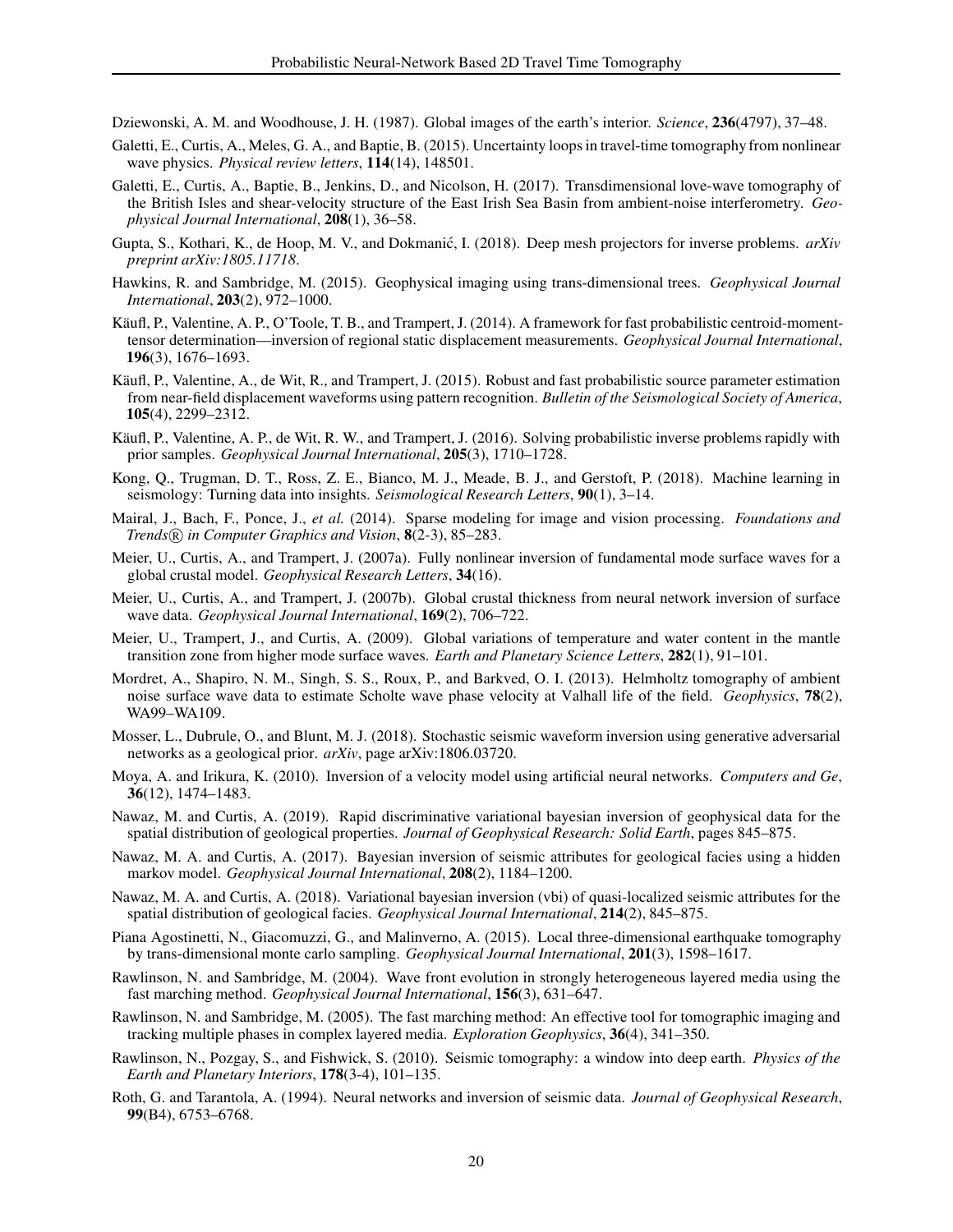Dziewonski, A. M. and Woodhouse, J. H. (1987). Global images of the earth's interior. *Science*, **236**(4797), 37–48.

Galetti, E., Curtis, A., Meles, G. A., and Baptie, B. (2015). Uncertainty loops in travel-time tomography from nonlinear wave physics. *Physical review letters*, **114**(14), 148501.

Galetti, E., Curtis, A., Baptie, B., Jenkins, D., and Nicolson, H. (2017). Transdimensional love-wave tomography of the British Isles and shear-velocity structure of the East Irish Sea Basin from ambient-noise interferometry. *Geophysical Journal International*, **208**(1), 36–58.

Gupta, S., Kothari, K., de Hoop, M. V., and Dokmanić, I. (2018). Deep mesh projectors for inverse problems. *arXiv preprint arXiv:1805.11718*.

Hawkins, R. and Sambridge, M. (2015). Geophysical imaging using trans-dimensional trees. *Geophysical Journal International*, **203**(2), 972–1000.

Käufl, P., Valentine, A. P., O'Toole, T. B., and Trampert, J. (2014). A framework for fast probabilistic centroid-moment-tensor determination—inversion of regional static displacement measurements. *Geophysical Journal International*, **196**(3), 1676–1693.

Käufl, P., Valentine, A., de Wit, R., and Trampert, J. (2015). Robust and fast probabilistic source parameter estimation from near-field displacement waveforms using pattern recognition. *Bulletin of the Seismological Society of America*, **105**(4), 2299–2312.

Käufl, P., Valentine, A. P., de Wit, R. W., and Trampert, J. (2016). Solving probabilistic inverse problems rapidly with prior samples. *Geophysical Journal International*, **205**(3), 1710–1728.

Kong, Q., Trugman, D. T., Ross, Z. E., Bianco, M. J., Meade, B. J., and Gerstoft, P. (2018). Machine learning in seismology: Turning data into insights. *Seismological Research Letters*, **90**(1), 3–14.

Mairal, J., Bach, F., Ponce, J., *et al.* (2014). Sparse modeling for image and vision processing. *Foundations and Trends® in Computer Graphics and Vision*, **8**(2-3), 85–283.

Meier, U., Curtis, A., and Trampert, J. (2007a). Fully nonlinear inversion of fundamental mode surface waves for a global crustal model. *Geophysical Research Letters*, **34**(16).

Meier, U., Curtis, A., and Trampert, J. (2007b). Global crustal thickness from neural network inversion of surface wave data. *Geophysical Journal International*, **169**(2), 706–722.

Meier, U., Trampert, J., and Curtis, A. (2009). Global variations of temperature and water content in the mantle transition zone from higher mode surface waves. *Earth and Planetary Science Letters*, **282**(1), 91–101.

Mordret, A., Shapiro, N. M., Singh, S. S., Roux, P., and Barkved, O. I. (2013). Helmholtz tomography of ambient noise surface wave data to estimate Scholte wave phase velocity at Valhall life of the field. *Geophysics*, **78**(2), WA99–WA109.

Mosser, L., Dubrule, O., and Blunt, M. J. (2018). Stochastic seismic waveform inversion using generative adversarial networks as a geological prior. *arXiv*, page arXiv:1806.03720.

Moya, A. and Irikura, K. (2010). Inversion of a velocity model using artificial neural networks. *Computers and Ge*, **36**(12), 1474–1483.

Nawaz, M. and Curtis, A. (2019). Rapid discriminative variational bayesian inversion of geophysical data for the spatial distribution of geological properties. *Journal of Geophysical Research: Solid Earth*, pages 845–875.

Nawaz, M. A. and Curtis, A. (2017). Bayesian inversion of seismic attributes for geological facies using a hidden markov model. *Geophysical Journal International*, **208**(2), 1184–1200.

Nawaz, M. A. and Curtis, A. (2018). Variational bayesian inversion (vbi) of quasi-localized seismic attributes for the spatial distribution of geological facies. *Geophysical Journal International*, **214**(2), 845–875.

Piana Agostinetti, N., Giacomuzzi, G., and Malinverno, A. (2015). Local three-dimensional earthquake tomography by trans-dimensional monte carlo sampling. *Geophysical Journal International*, **201**(3), 1598–1617.

Rawlinson, N. and Sambridge, M. (2004). Wave front evolution in strongly heterogeneous layered media using the fast marching method. *Geophysical Journal International*, **156**(3), 631–647.

Rawlinson, N. and Sambridge, M. (2005). The fast marching method: An effective tool for tomographic imaging and tracking multiple phases in complex layered media. *Exploration Geophysics*, **36**(4), 341–350.

Rawlinson, N., Pozgay, S., and Fishwick, S. (2010). Seismic tomography: a window into deep earth. *Physics of the Earth and Planetary Interiors*, **178**(3-4), 101–135.

Roth, G. and Tarantola, A. (1994). Neural networks and inversion of seismic data. *Journal of Geophysical Research*, **99**(B4), 6753–6768.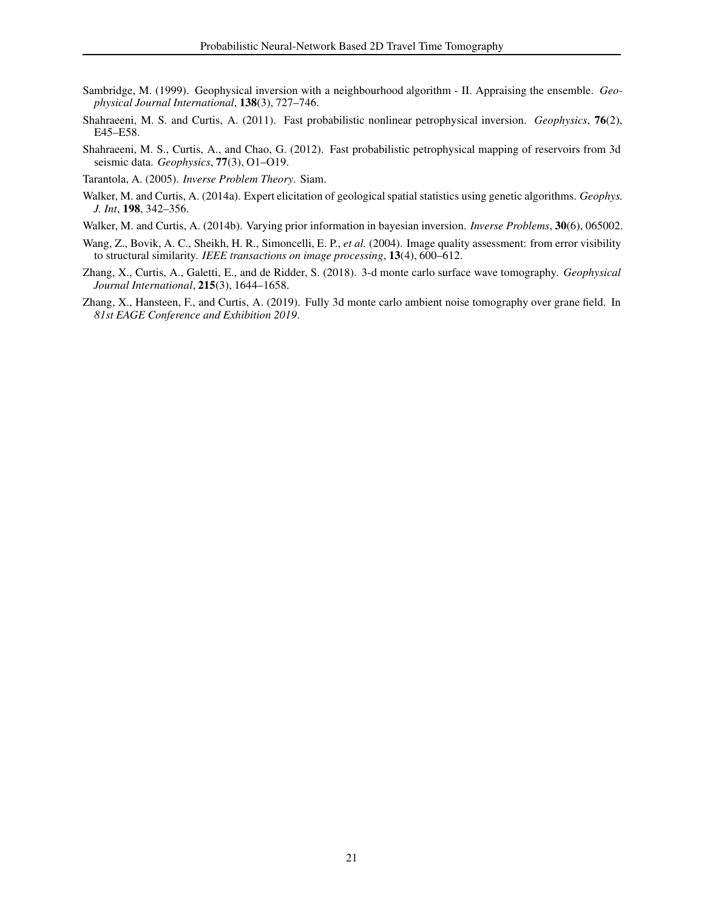Sambridge, M. (1999). Geophysical inversion with a neighbourhood algorithm - II. Appraising the ensemble. *Geophysical Journal International*, **138**(3), 727–746.

Shahraeeni, M. S. and Curtis, A. (2011). Fast probabilistic nonlinear petrophysical inversion. *Geophysics*, **76**(2), E45–E58.

Shahraeeni, M. S., Curtis, A., and Chao, G. (2012). Fast probabilistic petrophysical mapping of reservoirs from 3d seismic data. *Geophysics*, **77**(3), O1–O19.

Tarantola, A. (2005). *Inverse Problem Theory*. Siam.

Walker, M. and Curtis, A. (2014a). Expert elicitation of geological spatial statistics using genetic algorithms. *Geophys. J. Int*, **198**, 342–356.

Walker, M. and Curtis, A. (2014b). Varying prior information in bayesian inversion. *Inverse Problems*, **30**(6), 065002.

Wang, Z., Bovik, A. C., Sheikh, H. R., Simoncelli, E. P., *et al.* (2004). Image quality assessment: from error visibility to structural similarity. *IEEE transactions on image processing*, **13**(4), 600–612.

Zhang, X., Curtis, A., Galetti, E., and de Ridder, S. (2018). 3-d monte carlo surface wave tomography. *Geophysical Journal International*, **215**(3), 1644–1658.

Zhang, X., Hansteen, F., and Curtis, A. (2019). Fully 3d monte carlo ambient noise tomography over grane field. In *81st EAGE Conference and Exhibition 2019*.